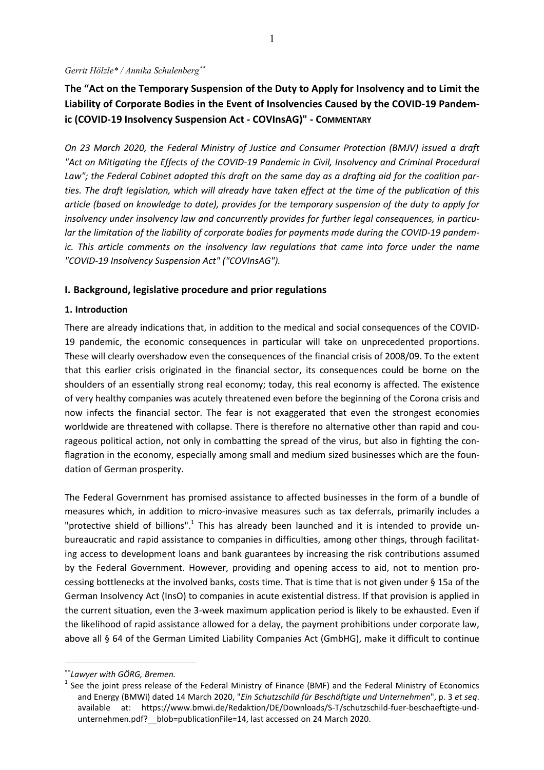*Gerrit Hölzle\* / Annika Schulenberg\*\**

# The "Act on the Temporary Suspension of the Duty to Apply for Insolvency and to Limit the Liability of Corporate Bodies in the Event of Insolvencies Caused by the COVID-19 Pandemic (COVID-19 Insolvency Suspension Act - COVInsAG)" - Commentary

*On 23 March 2020, the Federal Ministry of Justice and Consumer Protection (BMJV) issued a draft "Act on Mitigating the Effects of the COVID-19 Pandemic in Civil, Insolvency and Criminal Procedural Law"; the Federal Cabinet adopted this draft on the same day as a drafting aid for the coalition parties. The draft legislation, which will already have taken effect at the time of the publication of this article (based on knowledge to date), provides for the temporary suspension of the duty to apply for insolvency under insolvency law and concurrently provides for further legal consequences, in particular the limitation of the liability of corporate bodies for payments made during the COVID-19 pandemic. This article comments on the insolvency law regulations that came into force under the name "COVID-19 Insolvency Suspension Act" ("COVInsAG").*

## I. Background, legislative procedure and prior regulations

### 1. Introduction

There are already indications that, in addition to the medical and social consequences of the COVID-19 pandemic, the economic consequences in particular will take on unprecedented proportions. These will clearly overshadow even the consequences of the financial crisis of 2008/09. To the extent that this earlier crisis originated in the financial sector, its consequences could be borne on the shoulders of an essentially strong real economy; today, this real economy is affected. The existence of very healthy companies was acutely threatened even before the beginning of the Corona crisis and now infects the financial sector. The fear is not exaggerated that even the strongest economies worldwide are threatened with collapse. There is therefore no alternative other than rapid and courageous political action, not only in combatting the spread of the virus, but also in fighting the conflagration in the economy, especially among small and medium sized businesses which are the foundation of German prosperity.

The Federal Government has promised assistance to affected businesses in the form of a bundle of measures which, in addition to micro-invasive measures such as tax deferrals, primarily includes a "protective shield of billions".[1] This has already been launched and it is intended to provide unbureaucratic and rapid assistance to companies in difficulties, among other things, through facilitating access to development loans and bank guarantees by increasing the risk contributions assumed by the Federal Government. However, providing and opening access to aid, not to mention processing bottlenecks at the involved banks, costs time. That is time that is not given under § 15a of the German Insolvency Act (InsO) to companies in acute existential distress. If that provision is applied in the current situation, even the 3-week maximum application period is likely to be exhausted. Even if the likelihood of rapid assistance allowed for a delay, the payment prohibitions under corporate law, above all § 64 of the German Limited Liability Companies Act (GmbHG), make it difficult to continue

---

\*\**Lawyer with GÖRG, Bremen.*

[1] See the joint press release of the Federal Ministry of Finance (BMF) and the Federal Ministry of Economics and Energy (BMWi) dated 14 March 2020, "*Ein Schutzschild für Beschäftigte und Unternehmen*", p. 3 *et seq*. available at: https://www.bmwi.de/Redaktion/DE/Downloads/S-T/schutzschild-fuer-beschaeftigte-und-unternehmen.pdf?__blob=publicationFile=14, last accessed on 24 March 2020.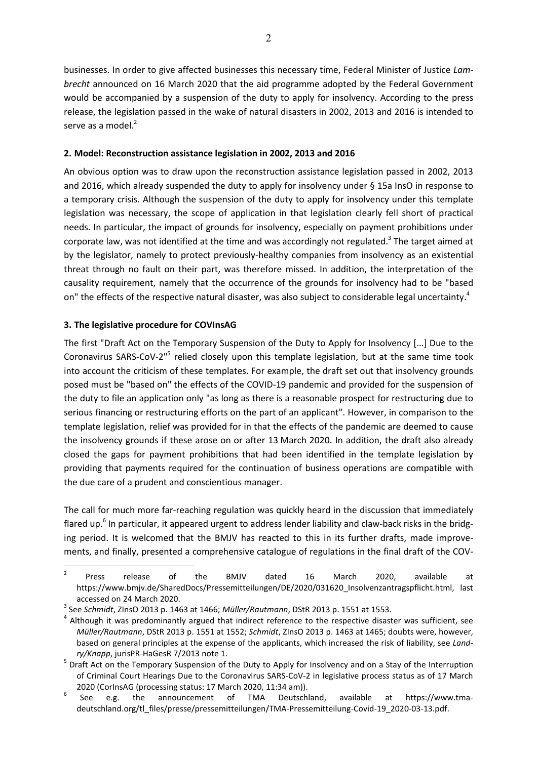businesses. In order to give affected businesses this necessary time, Federal Minister of Justice *Lambrecht* announced on 16 March 2020 that the aid programme adopted by the Federal Government would be accompanied by a suspension of the duty to apply for insolvency. According to the press release, the legislation passed in the wake of natural disasters in 2002, 2013 and 2016 is intended to serve as a model.[2]

## 2. Model: Reconstruction assistance legislation in 2002, 2013 and 2016

An obvious option was to draw upon the reconstruction assistance legislation passed in 2002, 2013 and 2016, which already suspended the duty to apply for insolvency under § 15a InsO in response to a temporary crisis. Although the suspension of the duty to apply for insolvency under this template legislation was necessary, the scope of application in that legislation clearly fell short of practical needs. In particular, the impact of grounds for insolvency, especially on payment prohibitions under corporate law, was not identified at the time and was accordingly not regulated.[3] The target aimed at by the legislator, namely to protect previously-healthy companies from insolvency as an existential threat through no fault on their part, was therefore missed. In addition, the interpretation of the causality requirement, namely that the occurrence of the grounds for insolvency had to be "based on" the effects of the respective natural disaster, was also subject to considerable legal uncertainty.[4]

## 3. The legislative procedure for COVInsAG

The first "Draft Act on the Temporary Suspension of the Duty to Apply for Insolvency [...] Due to the Coronavirus SARS-CoV-2"[5] relied closely upon this template legislation, but at the same time took into account the criticism of these templates. For example, the draft set out that insolvency grounds posed must be "based on" the effects of the COVID-19 pandemic and provided for the suspension of the duty to file an application only "as long as there is a reasonable prospect for restructuring due to serious financing or restructuring efforts on the part of an applicant". However, in comparison to the template legislation, relief was provided for in that the effects of the pandemic are deemed to cause the insolvency grounds if these arose on or after 13 March 2020. In addition, the draft also already closed the gaps for payment prohibitions that had been identified in the template legislation by providing that payments required for the continuation of business operations are compatible with the due care of a prudent and conscientious manager.

The call for much more far-reaching regulation was quickly heard in the discussion that immediately flared up.[6] In particular, it appeared urgent to address lender liability and claw-back risks in the bridging period. It is welcomed that the BMJV has reacted to this in its further drafts, made improvements, and finally, presented a comprehensive catalogue of regulations in the final draft of the COV-

---

[2] Press release of the BMJV dated 16 March 2020, available at https://www.bmjv.de/SharedDocs/Pressemitteilungen/DE/2020/031620_Insolvenzantragspflicht.html, last accessed on 24 March 2020.

[3] See *Schmidt*, ZInsO 2013 p. 1463 at 1466; *Müller/Rautmann*, DStR 2013 p. 1551 at 1553.

[4] Although it was predominantly argued that indirect reference to the respective disaster was sufficient, see *Müller/Rautmann*, DStR 2013 p. 1551 at 1552; *Schmidt*, ZInsO 2013 p. 1463 at 1465; doubts were, however, based on general principles at the expense of the applicants, which increased the risk of liability, see *Landry/Knapp*, jurisPR-HaGesR 7/2013 note 1.

[5] Draft Act on the Temporary Suspension of the Duty to Apply for Insolvency and on a Stay of the Interruption of Criminal Court Hearings Due to the Coronavirus SARS-CoV-2 in legislative process status as of 17 March 2020 (CorInsAG (processing status: 17 March 2020, 11:34 am)).

[6] See e.g. the announcement of TMA Deutschland, available at https://www.tma-deutschland.org/tl_files/presse/pressemitteilungen/TMA-Pressemitteilung-Covid-19_2020-03-13.pdf.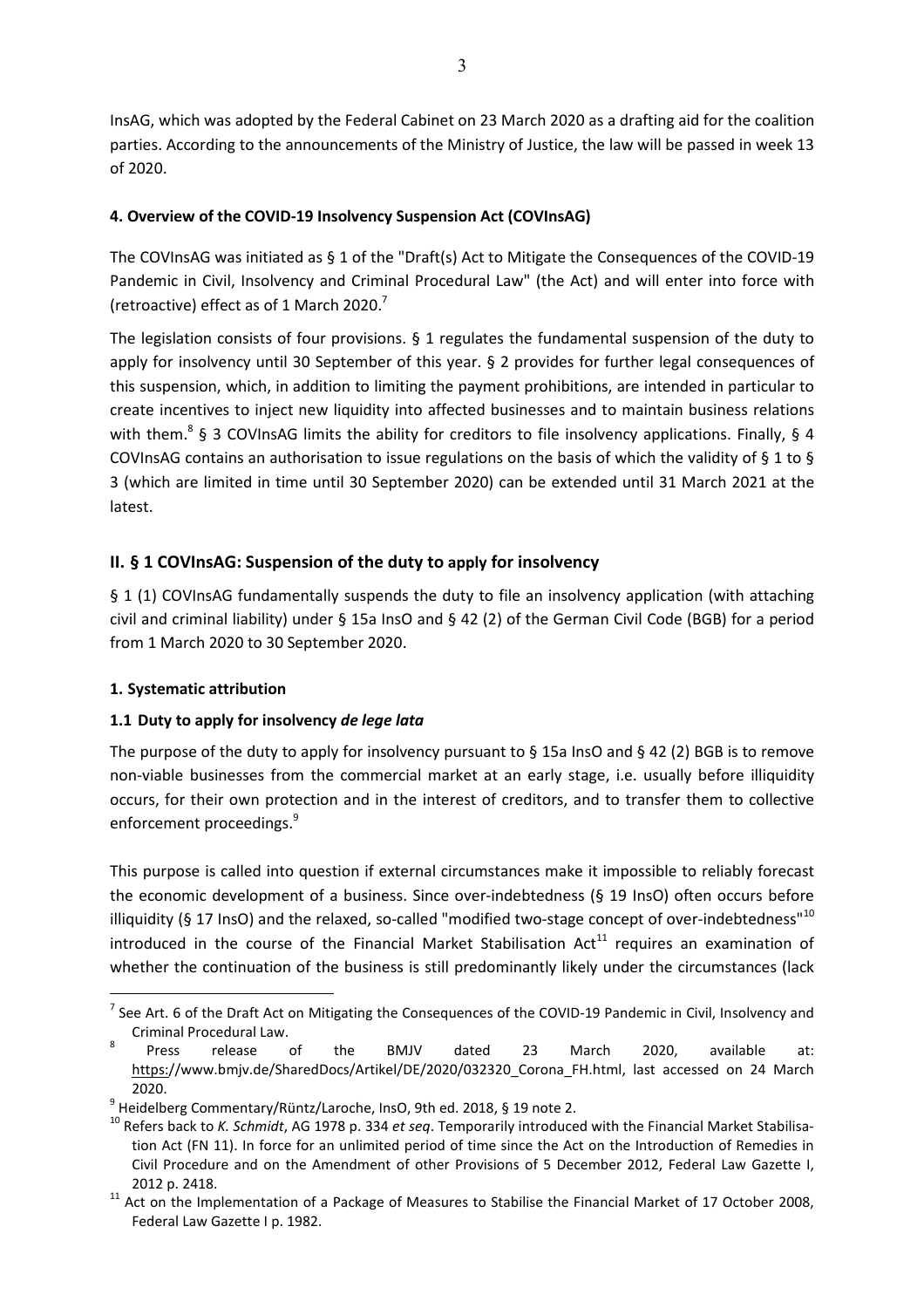InsAG, which was adopted by the Federal Cabinet on 23 March 2020 as a drafting aid for the coalition parties. According to the announcements of the Ministry of Justice, the law will be passed in week 13 of 2020.

### 4. Overview of the COVID-19 Insolvency Suspension Act (COVInsAG)

The COVInsAG was initiated as § 1 of the "Draft(s) Act to Mitigate the Consequences of the COVID-19 Pandemic in Civil, Insolvency and Criminal Procedural Law" (the Act) and will enter into force with (retroactive) effect as of 1 March 2020.[7]

The legislation consists of four provisions. § 1 regulates the fundamental suspension of the duty to apply for insolvency until 30 September of this year. § 2 provides for further legal consequences of this suspension, which, in addition to limiting the payment prohibitions, are intended in particular to create incentives to inject new liquidity into affected businesses and to maintain business relations with them.[8] § 3 COVInsAG limits the ability for creditors to file insolvency applications. Finally, § 4 COVInsAG contains an authorisation to issue regulations on the basis of which the validity of § 1 to § 3 (which are limited in time until 30 September 2020) can be extended until 31 March 2021 at the latest.

## II. § 1 COVInsAG: Suspension of the duty to apply for insolvency

§ 1 (1) COVInsAG fundamentally suspends the duty to file an insolvency application (with attaching civil and criminal liability) under § 15a InsO and § 42 (2) of the German Civil Code (BGB) for a period from 1 March 2020 to 30 September 2020.

### 1. Systematic attribution

### 1.1 Duty to apply for insolvency *de lege lata*

The purpose of the duty to apply for insolvency pursuant to § 15a InsO and § 42 (2) BGB is to remove non-viable businesses from the commercial market at an early stage, i.e. usually before illiquidity occurs, for their own protection and in the interest of creditors, and to transfer them to collective enforcement proceedings.[9]

This purpose is called into question if external circumstances make it impossible to reliably forecast the economic development of a business. Since over-indebtedness (§ 19 InsO) often occurs before illiquidity (§ 17 InsO) and the relaxed, so-called "modified two-stage concept of over-indebtedness"[10] introduced in the course of the Financial Market Stabilisation Act[11] requires an examination of whether the continuation of the business is still predominantly likely under the circumstances (lack

---

[7] See Art. 6 of the Draft Act on Mitigating the Consequences of the COVID-19 Pandemic in Civil, Insolvency and Criminal Procedural Law.

[8] Press release of the BMJV dated 23 March 2020, available at: https://www.bmjv.de/SharedDocs/Artikel/DE/2020/032320_Corona_FH.html, last accessed on 24 March 2020.

[9] Heidelberg Commentary/Rüntz/Laroche, InsO, 9th ed. 2018, § 19 note 2.

[10] Refers back to *K. Schmidt*, AG 1978 p. 334 *et seq*. Temporarily introduced with the Financial Market Stabilisation Act (FN 11). In force for an unlimited period of time since the Act on the Introduction of Remedies in Civil Procedure and on the Amendment of other Provisions of 5 December 2012, Federal Law Gazette I, 2012 p. 2418.

[11] Act on the Implementation of a Package of Measures to Stabilise the Financial Market of 17 October 2008, Federal Law Gazette I p. 1982.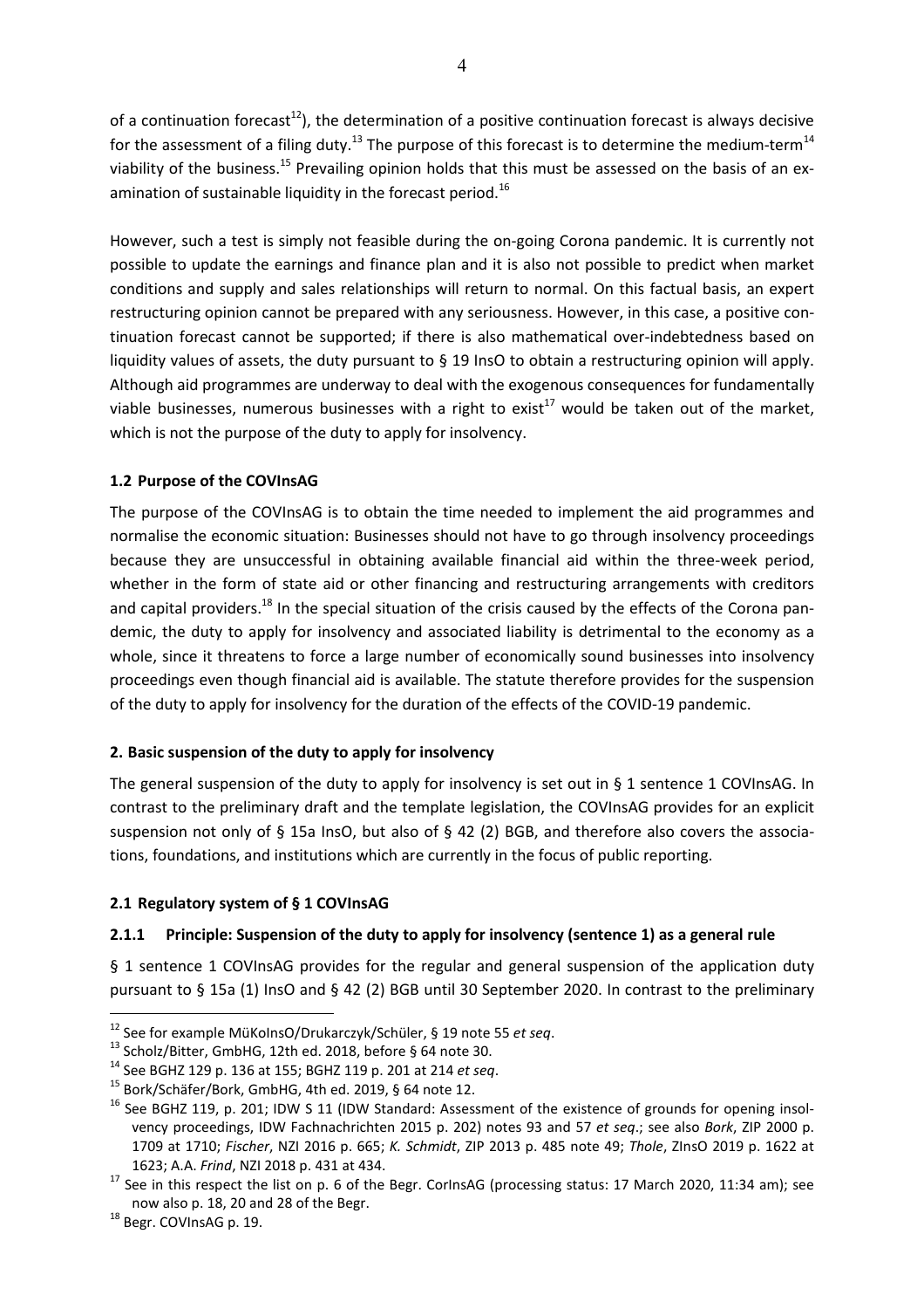of a continuation forecast[12]), the determination of a positive continuation forecast is always decisive for the assessment of a filing duty.[13] The purpose of this forecast is to determine the medium-term[14] viability of the business.[15] Prevailing opinion holds that this must be assessed on the basis of an examination of sustainable liquidity in the forecast period.[16]

However, such a test is simply not feasible during the on-going Corona pandemic. It is currently not possible to update the earnings and finance plan and it is also not possible to predict when market conditions and supply and sales relationships will return to normal. On this factual basis, an expert restructuring opinion cannot be prepared with any seriousness. However, in this case, a positive continuation forecast cannot be supported; if there is also mathematical over-indebtedness based on liquidity values of assets, the duty pursuant to § 19 InsO to obtain a restructuring opinion will apply. Although aid programmes are underway to deal with the exogenous consequences for fundamentally viable businesses, numerous businesses with a right to exist[17] would be taken out of the market, which is not the purpose of the duty to apply for insolvency.

### 1.2 Purpose of the COVInsAG

The purpose of the COVInsAG is to obtain the time needed to implement the aid programmes and normalise the economic situation: Businesses should not have to go through insolvency proceedings because they are unsuccessful in obtaining available financial aid within the three-week period, whether in the form of state aid or other financing and restructuring arrangements with creditors and capital providers.[18] In the special situation of the crisis caused by the effects of the Corona pandemic, the duty to apply for insolvency and associated liability is detrimental to the economy as a whole, since it threatens to force a large number of economically sound businesses into insolvency proceedings even though financial aid is available. The statute therefore provides for the suspension of the duty to apply for insolvency for the duration of the effects of the COVID-19 pandemic.

## 2. Basic suspension of the duty to apply for insolvency

The general suspension of the duty to apply for insolvency is set out in § 1 sentence 1 COVInsAG. In contrast to the preliminary draft and the template legislation, the COVInsAG provides for an explicit suspension not only of § 15a InsO, but also of § 42 (2) BGB, and therefore also covers the associations, foundations, and institutions which are currently in the focus of public reporting.

### 2.1 Regulatory system of § 1 COVInsAG

#### 2.1.1 Principle: Suspension of the duty to apply for insolvency (sentence 1) as a general rule

§ 1 sentence 1 COVInsAG provides for the regular and general suspension of the application duty pursuant to § 15a (1) InsO and § 42 (2) BGB until 30 September 2020. In contrast to the preliminary

---

[12] See for example MüKoInsO/Drukarczyk/Schüler, § 19 note 55 *et seq*.

[13] Scholz/Bitter, GmbHG, 12th ed. 2018, before § 64 note 30.

[14] See BGHZ 129 p. 136 at 155; BGHZ 119 p. 201 at 214 *et seq*.

[15] Bork/Schäfer/Bork, GmbHG, 4th ed. 2019, § 64 note 12.

[16] See BGHZ 119, p. 201; IDW S 11 (IDW Standard: Assessment of the existence of grounds for opening insolvency proceedings, IDW Fachnachrichten 2015 p. 202) notes 93 and 57 *et seq*.; see also *Bork*, ZIP 2000 p. 1709 at 1710; *Fischer*, NZI 2016 p. 665; *K. Schmidt*, ZIP 2013 p. 485 note 49; *Thole*, ZInsO 2019 p. 1622 at 1623; A.A. *Frind*, NZI 2018 p. 431 at 434.

[17] See in this respect the list on p. 6 of the Begr. CorInsAG (processing status: 17 March 2020, 11:34 am); see now also p. 18, 20 and 28 of the Begr.

[18] Begr. COVInsAG p. 19.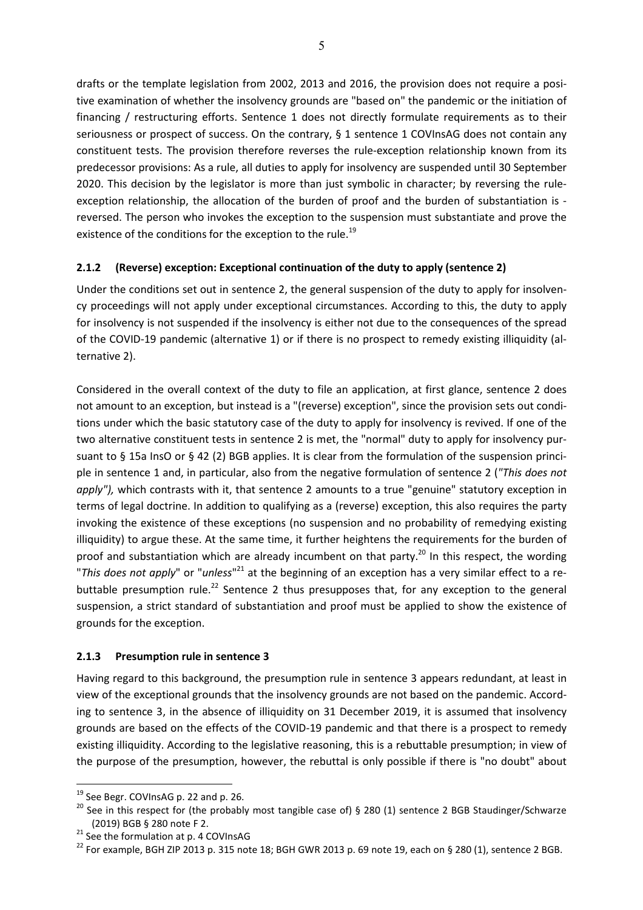drafts or the template legislation from 2002, 2013 and 2016, the provision does not require a positive examination of whether the insolvency grounds are "based on" the pandemic or the initiation of financing / restructuring efforts. Sentence 1 does not directly formulate requirements as to their seriousness or prospect of success. On the contrary, § 1 sentence 1 COVInsAG does not contain any constituent tests. The provision therefore reverses the rule-exception relationship known from its predecessor provisions: As a rule, all duties to apply for insolvency are suspended until 30 September 2020. This decision by the legislator is more than just symbolic in character; by reversing the rule-exception relationship, the allocation of the burden of proof and the burden of substantiation is - reversed. The person who invokes the exception to the suspension must substantiate and prove the existence of the conditions for the exception to the rule.[19]

### 2.1.2 (Reverse) exception: Exceptional continuation of the duty to apply (sentence 2)

Under the conditions set out in sentence 2, the general suspension of the duty to apply for insolvency proceedings will not apply under exceptional circumstances. According to this, the duty to apply for insolvency is not suspended if the insolvency is either not due to the consequences of the spread of the COVID-19 pandemic (alternative 1) or if there is no prospect to remedy existing illiquidity (alternative 2).

Considered in the overall context of the duty to file an application, at first glance, sentence 2 does not amount to an exception, but instead is a "(reverse) exception", since the provision sets out conditions under which the basic statutory case of the duty to apply for insolvency is revived. If one of the two alternative constituent tests in sentence 2 is met, the "normal" duty to apply for insolvency pursuant to § 15a InsO or § 42 (2) BGB applies. It is clear from the formulation of the suspension principle in sentence 1 and, in particular, also from the negative formulation of sentence 2 (*"This does not apply"),* which contrasts with it, that sentence 2 amounts to a true "genuine" statutory exception in terms of legal doctrine. In addition to qualifying as a (reverse) exception, this also requires the party invoking the existence of these exceptions (no suspension and no probability of remedying existing illiquidity) to argue these. At the same time, it further heightens the requirements for the burden of proof and substantiation which are already incumbent on that party.[20] In this respect, the wording "*This does not apply*" or "*unless*"[21] at the beginning of an exception has a very similar effect to a rebuttable presumption rule.[22] Sentence 2 thus presupposes that, for any exception to the general suspension, a strict standard of substantiation and proof must be applied to show the existence of grounds for the exception.

### 2.1.3 Presumption rule in sentence 3

Having regard to this background, the presumption rule in sentence 3 appears redundant, at least in view of the exceptional grounds that the insolvency grounds are not based on the pandemic. According to sentence 3, in the absence of illiquidity on 31 December 2019, it is assumed that insolvency grounds are based on the effects of the COVID-19 pandemic and that there is a prospect to remedy existing illiquidity. According to the legislative reasoning, this is a rebuttable presumption; in view of the purpose of the presumption, however, the rebuttal is only possible if there is "no doubt" about

---

[19] See Begr. COVInsAG p. 22 and p. 26.

[20] See in this respect for (the probably most tangible case of) § 280 (1) sentence 2 BGB Staudinger/Schwarze (2019) BGB § 280 note F 2.

[21] See the formulation at p. 4 COVInsAG

[22] For example, BGH ZIP 2013 p. 315 note 18; BGH GWR 2013 p. 69 note 19, each on § 280 (1), sentence 2 BGB.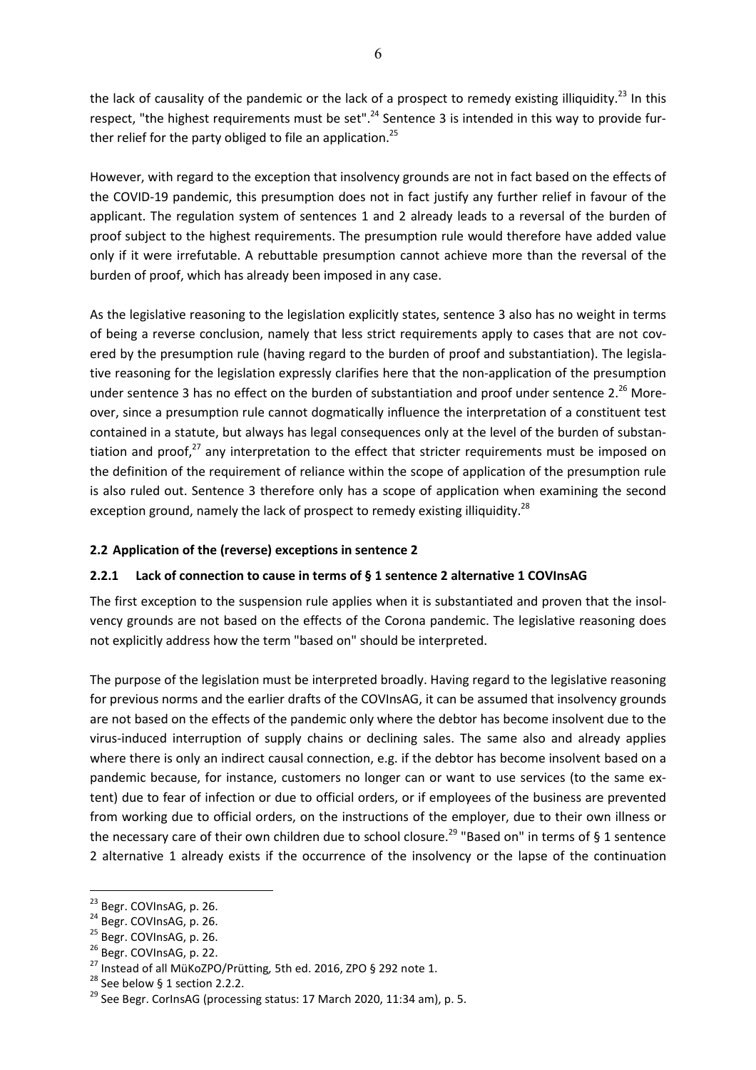the lack of causality of the pandemic or the lack of a prospect to remedy existing illiquidity.[23] In this respect, "the highest requirements must be set".[24] Sentence 3 is intended in this way to provide further relief for the party obliged to file an application.[25]

However, with regard to the exception that insolvency grounds are not in fact based on the effects of the COVID-19 pandemic, this presumption does not in fact justify any further relief in favour of the applicant. The regulation system of sentences 1 and 2 already leads to a reversal of the burden of proof subject to the highest requirements. The presumption rule would therefore have added value only if it were irrefutable. A rebuttable presumption cannot achieve more than the reversal of the burden of proof, which has already been imposed in any case.

As the legislative reasoning to the legislation explicitly states, sentence 3 also has no weight in terms of being a reverse conclusion, namely that less strict requirements apply to cases that are not covered by the presumption rule (having regard to the burden of proof and substantiation). The legislative reasoning for the legislation expressly clarifies here that the non-application of the presumption under sentence 3 has no effect on the burden of substantiation and proof under sentence 2.[26] Moreover, since a presumption rule cannot dogmatically influence the interpretation of a constituent test contained in a statute, but always has legal consequences only at the level of the burden of substantiation and proof,[27] any interpretation to the effect that stricter requirements must be imposed on the definition of the requirement of reliance within the scope of application of the presumption rule is also ruled out. Sentence 3 therefore only has a scope of application when examining the second exception ground, namely the lack of prospect to remedy existing illiquidity.[28]

## 2.2 Application of the (reverse) exceptions in sentence 2

### 2.2.1 Lack of connection to cause in terms of § 1 sentence 2 alternative 1 COVInsAG

The first exception to the suspension rule applies when it is substantiated and proven that the insolvency grounds are not based on the effects of the Corona pandemic. The legislative reasoning does not explicitly address how the term "based on" should be interpreted.

The purpose of the legislation must be interpreted broadly. Having regard to the legislative reasoning for previous norms and the earlier drafts of the COVInsAG, it can be assumed that insolvency grounds are not based on the effects of the pandemic only where the debtor has become insolvent due to the virus-induced interruption of supply chains or declining sales. The same also and already applies where there is only an indirect causal connection, e.g. if the debtor has become insolvent based on a pandemic because, for instance, customers no longer can or want to use services (to the same extent) due to fear of infection or due to official orders, or if employees of the business are prevented from working due to official orders, on the instructions of the employer, due to their own illness or the necessary care of their own children due to school closure.[29] "Based on" in terms of § 1 sentence 2 alternative 1 already exists if the occurrence of the insolvency or the lapse of the continuation

---

[23] Begr. COVInsAG, p. 26.

[24] Begr. COVInsAG, p. 26.

[25] Begr. COVInsAG, p. 26.

[26] Begr. COVInsAG, p. 22.

[27] Instead of all MüKoZPO/Prütting, 5th ed. 2016, ZPO § 292 note 1.

[28] See below § 1 section 2.2.2.

[29] See Begr. CorInsAG (processing status: 17 March 2020, 11:34 am), p. 5.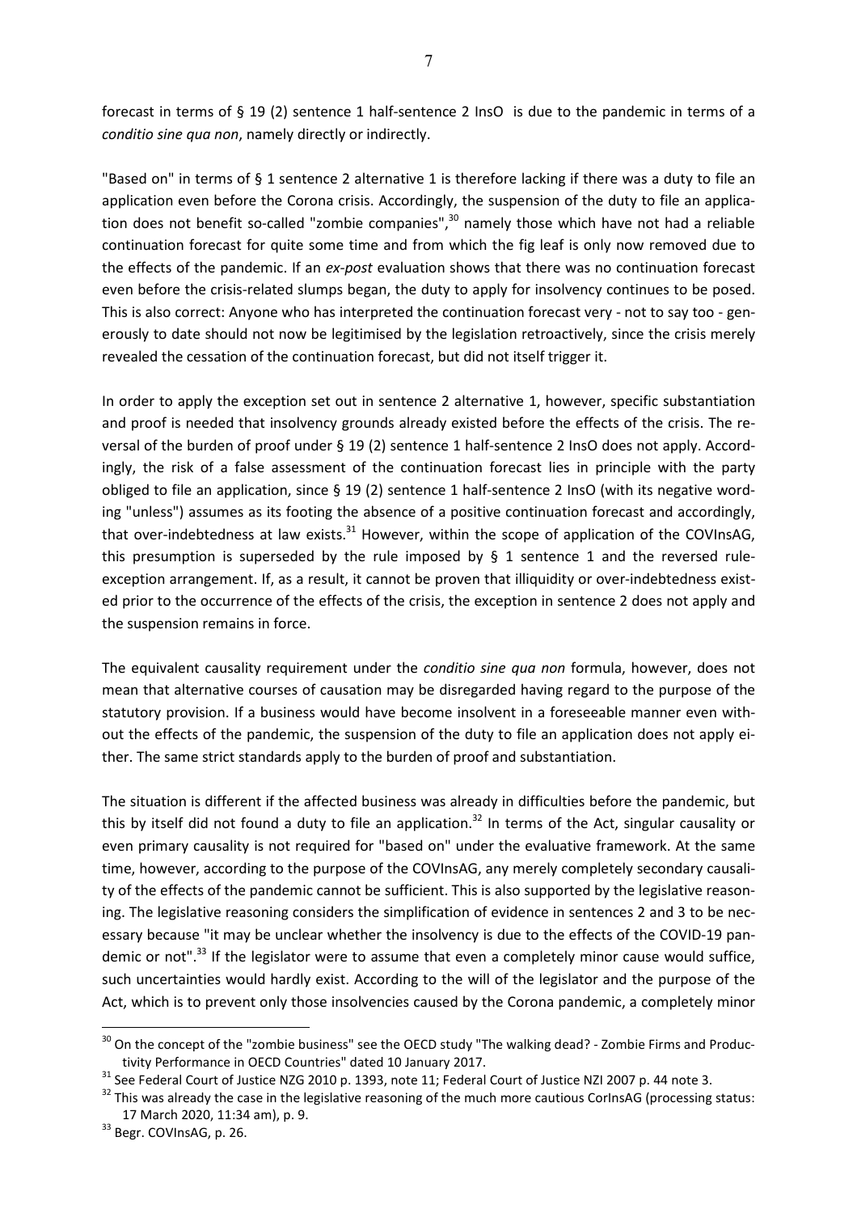forecast in terms of § 19 (2) sentence 1 half-sentence 2 InsO is due to the pandemic in terms of a *conditio sine qua non*, namely directly or indirectly.

"Based on" in terms of § 1 sentence 2 alternative 1 is therefore lacking if there was a duty to file an application even before the Corona crisis. Accordingly, the suspension of the duty to file an application does not benefit so-called "zombie companies",[30] namely those which have not had a reliable continuation forecast for quite some time and from which the fig leaf is only now removed due to the effects of the pandemic. If an *ex-post* evaluation shows that there was no continuation forecast even before the crisis-related slumps began, the duty to apply for insolvency continues to be posed. This is also correct: Anyone who has interpreted the continuation forecast very - not to say too - generously to date should not now be legitimised by the legislation retroactively, since the crisis merely revealed the cessation of the continuation forecast, but did not itself trigger it.

In order to apply the exception set out in sentence 2 alternative 1, however, specific substantiation and proof is needed that insolvency grounds already existed before the effects of the crisis. The reversal of the burden of proof under § 19 (2) sentence 1 half-sentence 2 InsO does not apply. Accordingly, the risk of a false assessment of the continuation forecast lies in principle with the party obliged to file an application, since § 19 (2) sentence 1 half-sentence 2 InsO (with its negative wording "unless") assumes as its footing the absence of a positive continuation forecast and accordingly, that over-indebtedness at law exists.[31] However, within the scope of application of the COVInsAG, this presumption is superseded by the rule imposed by § 1 sentence 1 and the reversed rule-exception arrangement. If, as a result, it cannot be proven that illiquidity or over-indebtedness existed prior to the occurrence of the effects of the crisis, the exception in sentence 2 does not apply and the suspension remains in force.

The equivalent causality requirement under the *conditio sine qua non* formula, however, does not mean that alternative courses of causation may be disregarded having regard to the purpose of the statutory provision. If a business would have become insolvent in a foreseeable manner even without the effects of the pandemic, the suspension of the duty to file an application does not apply either. The same strict standards apply to the burden of proof and substantiation.

The situation is different if the affected business was already in difficulties before the pandemic, but this by itself did not found a duty to file an application.[32] In terms of the Act, singular causality or even primary causality is not required for "based on" under the evaluative framework. At the same time, however, according to the purpose of the COVInsAG, any merely completely secondary causality of the effects of the pandemic cannot be sufficient. This is also supported by the legislative reasoning. The legislative reasoning considers the simplification of evidence in sentences 2 and 3 to be necessary because "it may be unclear whether the insolvency is due to the effects of the COVID-19 pandemic or not".[33] If the legislator were to assume that even a completely minor cause would suffice, such uncertainties would hardly exist. According to the will of the legislator and the purpose of the Act, which is to prevent only those insolvencies caused by the Corona pandemic, a completely minor

---

[30] On the concept of the "zombie business" see the OECD study "The walking dead? - Zombie Firms and Productivity Performance in OECD Countries" dated 10 January 2017.

[31] See Federal Court of Justice NZG 2010 p. 1393, note 11; Federal Court of Justice NZI 2007 p. 44 note 3.

[32] This was already the case in the legislative reasoning of the much more cautious CorInsAG (processing status: 17 March 2020, 11:34 am), p. 9.

[33] Begr. COVInsAG, p. 26.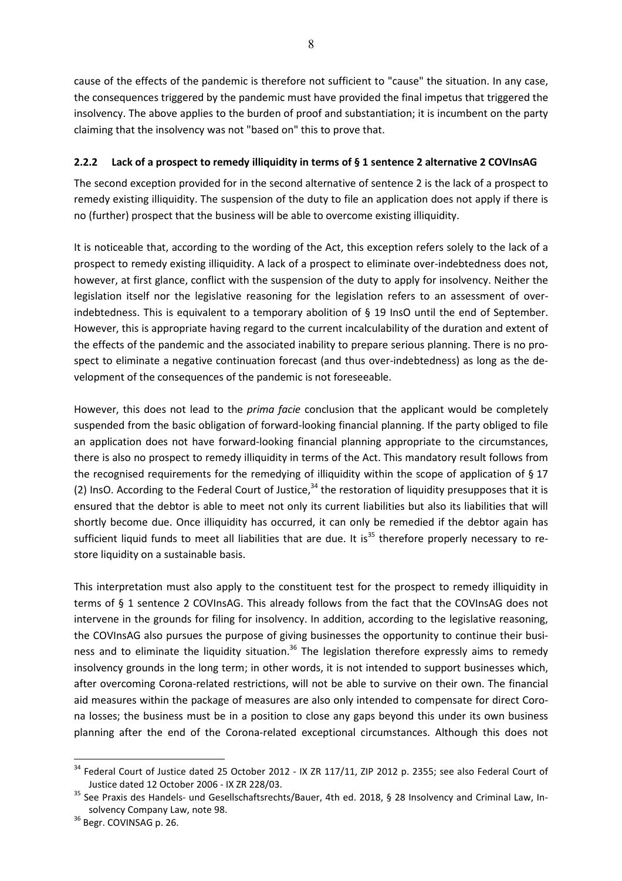cause of the effects of the pandemic is therefore not sufficient to "cause" the situation. In any case, the consequences triggered by the pandemic must have provided the final impetus that triggered the insolvency. The above applies to the burden of proof and substantiation; it is incumbent on the party claiming that the insolvency was not "based on" this to prove that.

### 2.2.2 Lack of a prospect to remedy illiquidity in terms of § 1 sentence 2 alternative 2 COVInsAG

The second exception provided for in the second alternative of sentence 2 is the lack of a prospect to remedy existing illiquidity. The suspension of the duty to file an application does not apply if there is no (further) prospect that the business will be able to overcome existing illiquidity.

It is noticeable that, according to the wording of the Act, this exception refers solely to the lack of a prospect to remedy existing illiquidity. A lack of a prospect to eliminate over-indebtedness does not, however, at first glance, conflict with the suspension of the duty to apply for insolvency. Neither the legislation itself nor the legislative reasoning for the legislation refers to an assessment of over-indebtedness. This is equivalent to a temporary abolition of § 19 InsO until the end of September. However, this is appropriate having regard to the current incalculability of the duration and extent of the effects of the pandemic and the associated inability to prepare serious planning. There is no prospect to eliminate a negative continuation forecast (and thus over-indebtedness) as long as the development of the consequences of the pandemic is not foreseeable.

However, this does not lead to the *prima facie* conclusion that the applicant would be completely suspended from the basic obligation of forward-looking financial planning. If the party obliged to file an application does not have forward-looking financial planning appropriate to the circumstances, there is also no prospect to remedy illiquidity in terms of the Act. This mandatory result follows from the recognised requirements for the remedying of illiquidity within the scope of application of § 17 (2) InsO. According to the Federal Court of Justice,[34] the restoration of liquidity presupposes that it is ensured that the debtor is able to meet not only its current liabilities but also its liabilities that will shortly become due. Once illiquidity has occurred, it can only be remedied if the debtor again has sufficient liquid funds to meet all liabilities that are due. It is[35] therefore properly necessary to restore liquidity on a sustainable basis.

This interpretation must also apply to the constituent test for the prospect to remedy illiquidity in terms of § 1 sentence 2 COVInsAG. This already follows from the fact that the COVInsAG does not intervene in the grounds for filing for insolvency. In addition, according to the legislative reasoning, the COVInsAG also pursues the purpose of giving businesses the opportunity to continue their business and to eliminate the liquidity situation.[36] The legislation therefore expressly aims to remedy insolvency grounds in the long term; in other words, it is not intended to support businesses which, after overcoming Corona-related restrictions, will not be able to survive on their own. The financial aid measures within the package of measures are also only intended to compensate for direct Corona losses; the business must be in a position to close any gaps beyond this under its own business planning after the end of the Corona-related exceptional circumstances. Although this does not

---

[34] Federal Court of Justice dated 25 October 2012 - IX ZR 117/11, ZIP 2012 p. 2355; see also Federal Court of Justice dated 12 October 2006 - IX ZR 228/03.

[35] See Praxis des Handels- und Gesellschaftsrechts/Bauer, 4th ed. 2018, § 28 Insolvency and Criminal Law, Insolvency Company Law, note 98.

[36] Begr. COVINSAG p. 26.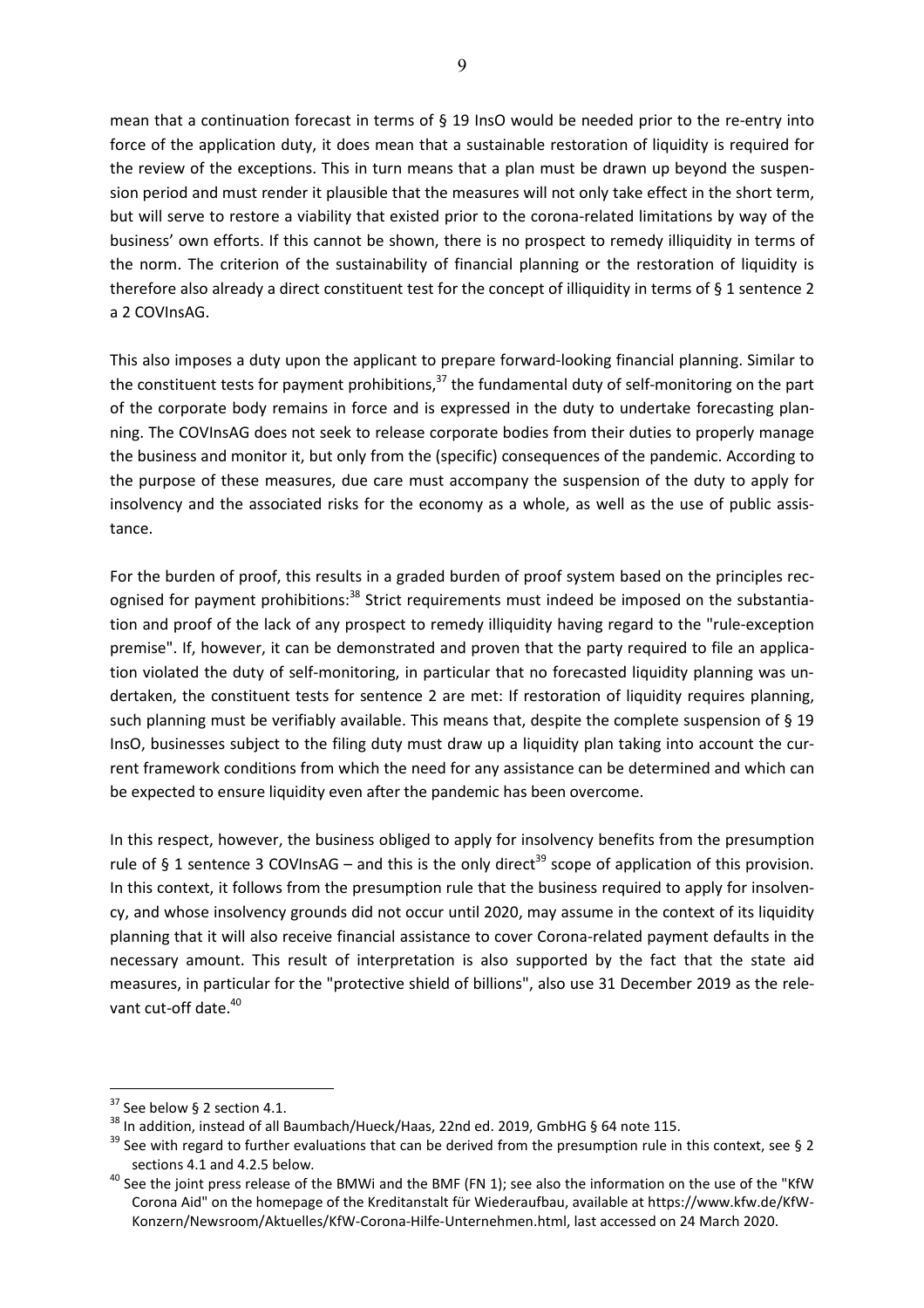mean that a continuation forecast in terms of § 19 InsO would be needed prior to the re-entry into force of the application duty, it does mean that a sustainable restoration of liquidity is required for the review of the exceptions. This in turn means that a plan must be drawn up beyond the suspension period and must render it plausible that the measures will not only take effect in the short term, but will serve to restore a viability that existed prior to the corona-related limitations by way of the business' own efforts. If this cannot be shown, there is no prospect to remedy illiquidity in terms of the norm. The criterion of the sustainability of financial planning or the restoration of liquidity is therefore also already a direct constituent test for the concept of illiquidity in terms of § 1 sentence 2 a 2 COVInsAG.

This also imposes a duty upon the applicant to prepare forward-looking financial planning. Similar to the constituent tests for payment prohibitions,[37] the fundamental duty of self-monitoring on the part of the corporate body remains in force and is expressed in the duty to undertake forecasting planning. The COVInsAG does not seek to release corporate bodies from their duties to properly manage the business and monitor it, but only from the (specific) consequences of the pandemic. According to the purpose of these measures, due care must accompany the suspension of the duty to apply for insolvency and the associated risks for the economy as a whole, as well as the use of public assistance.

For the burden of proof, this results in a graded burden of proof system based on the principles recognised for payment prohibitions:[38] Strict requirements must indeed be imposed on the substantiation and proof of the lack of any prospect to remedy illiquidity having regard to the "rule-exception premise". If, however, it can be demonstrated and proven that the party required to file an application violated the duty of self-monitoring, in particular that no forecasted liquidity planning was undertaken, the constituent tests for sentence 2 are met: If restoration of liquidity requires planning, such planning must be verifiably available. This means that, despite the complete suspension of § 19 InsO, businesses subject to the filing duty must draw up a liquidity plan taking into account the current framework conditions from which the need for any assistance can be determined and which can be expected to ensure liquidity even after the pandemic has been overcome.

In this respect, however, the business obliged to apply for insolvency benefits from the presumption rule of § 1 sentence 3 COVInsAG – and this is the only direct[39] scope of application of this provision. In this context, it follows from the presumption rule that the business required to apply for insolvency, and whose insolvency grounds did not occur until 2020, may assume in the context of its liquidity planning that it will also receive financial assistance to cover Corona-related payment defaults in the necessary amount. This result of interpretation is also supported by the fact that the state aid measures, in particular for the "protective shield of billions", also use 31 December 2019 as the relevant cut-off date.[40]

---

[37] See below § 2 section 4.1.

[38] In addition, instead of all Baumbach/Hueck/Haas, 22nd ed. 2019, GmbHG § 64 note 115.

[39] See with regard to further evaluations that can be derived from the presumption rule in this context, see § 2 sections 4.1 and 4.2.5 below.

[40] See the joint press release of the BMWi and the BMF (FN 1); see also the information on the use of the "KfW Corona Aid" on the homepage of the Kreditanstalt für Wiederaufbau, available at https://www.kfw.de/KfW-Konzern/Newsroom/Aktuelles/KfW-Corona-Hilfe-Unternehmen.html, last accessed on 24 March 2020.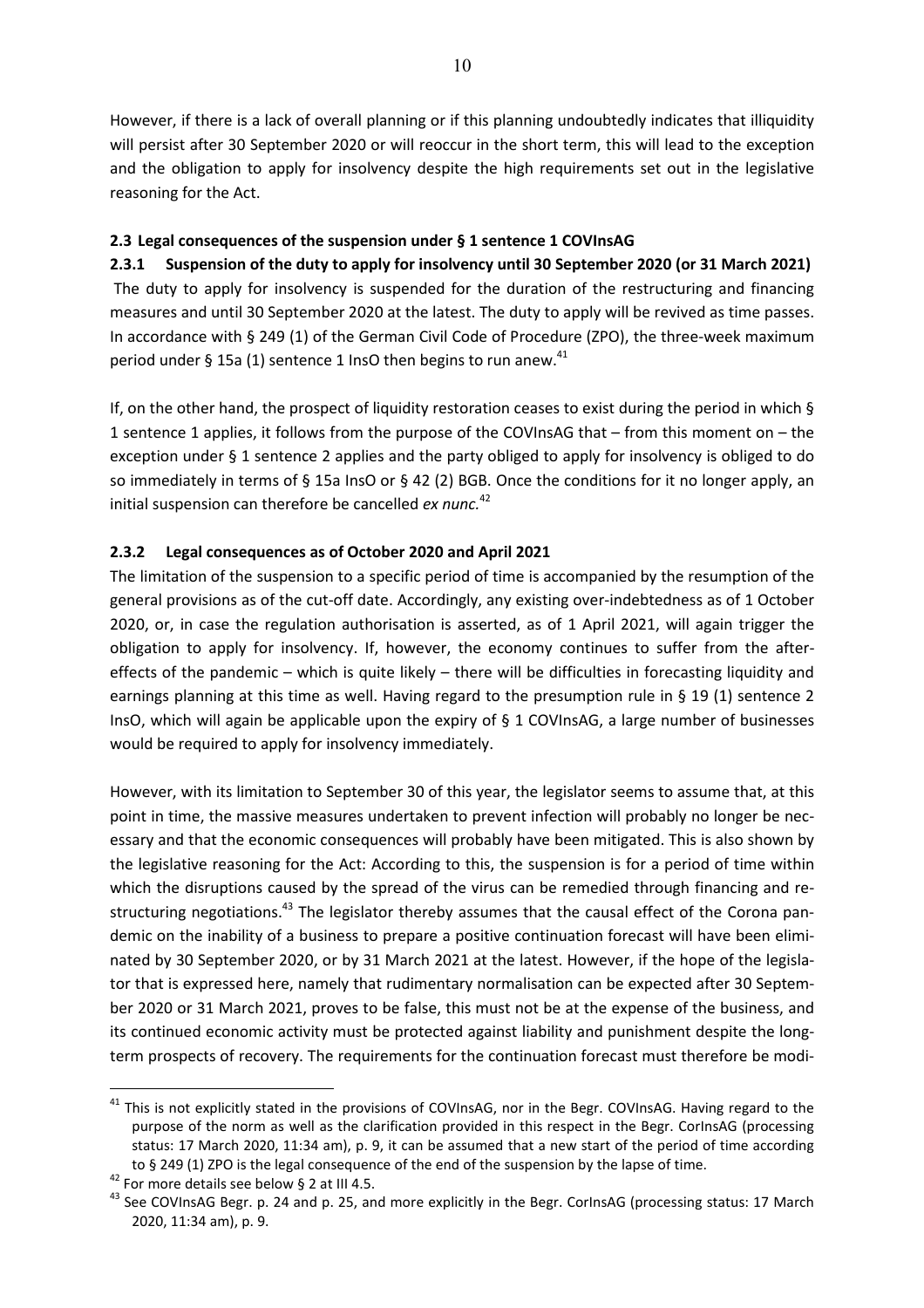However, if there is a lack of overall planning or if this planning undoubtedly indicates that illiquidity will persist after 30 September 2020 or will reoccur in the short term, this will lead to the exception and the obligation to apply for insolvency despite the high requirements set out in the legislative reasoning for the Act.

### 2.3 Legal consequences of the suspension under § 1 sentence 1 COVInsAG

#### 2.3.1 Suspension of the duty to apply for insolvency until 30 September 2020 (or 31 March 2021)

The duty to apply for insolvency is suspended for the duration of the restructuring and financing measures and until 30 September 2020 at the latest. The duty to apply will be revived as time passes. In accordance with § 249 (1) of the German Civil Code of Procedure (ZPO), the three-week maximum period under § 15a (1) sentence 1 InsO then begins to run anew.[41]

If, on the other hand, the prospect of liquidity restoration ceases to exist during the period in which § 1 sentence 1 applies, it follows from the purpose of the COVInsAG that – from this moment on – the exception under § 1 sentence 2 applies and the party obliged to apply for insolvency is obliged to do so immediately in terms of § 15a InsO or § 42 (2) BGB. Once the conditions for it no longer apply, an initial suspension can therefore be cancelled *ex nunc.*[42]

#### 2.3.2 Legal consequences as of October 2020 and April 2021

The limitation of the suspension to a specific period of time is accompanied by the resumption of the general provisions as of the cut-off date. Accordingly, any existing over-indebtedness as of 1 October 2020, or, in case the regulation authorisation is asserted, as of 1 April 2021, will again trigger the obligation to apply for insolvency. If, however, the economy continues to suffer from the after-effects of the pandemic – which is quite likely – there will be difficulties in forecasting liquidity and earnings planning at this time as well. Having regard to the presumption rule in § 19 (1) sentence 2 InsO, which will again be applicable upon the expiry of § 1 COVInsAG, a large number of businesses would be required to apply for insolvency immediately.

However, with its limitation to September 30 of this year, the legislator seems to assume that, at this point in time, the massive measures undertaken to prevent infection will probably no longer be necessary and that the economic consequences will probably have been mitigated. This is also shown by the legislative reasoning for the Act: According to this, the suspension is for a period of time within which the disruptions caused by the spread of the virus can be remedied through financing and restructuring negotiations.[43] The legislator thereby assumes that the causal effect of the Corona pandemic on the inability of a business to prepare a positive continuation forecast will have been eliminated by 30 September 2020, or by 31 March 2021 at the latest. However, if the hope of the legislator that is expressed here, namely that rudimentary normalisation can be expected after 30 September 2020 or 31 March 2021, proves to be false, this must not be at the expense of the business, and its continued economic activity must be protected against liability and punishment despite the long-term prospects of recovery. The requirements for the continuation forecast must therefore be modi-

---

[41] This is not explicitly stated in the provisions of COVInsAG, nor in the Begr. COVInsAG. Having regard to the purpose of the norm as well as the clarification provided in this respect in the Begr. CorInsAG (processing status: 17 March 2020, 11:34 am), p. 9, it can be assumed that a new start of the period of time according to § 249 (1) ZPO is the legal consequence of the end of the suspension by the lapse of time.

[42] For more details see below § 2 at III 4.5.

[43] See COVInsAG Begr. p. 24 and p. 25, and more explicitly in the Begr. CorInsAG (processing status: 17 March 2020, 11:34 am), p. 9.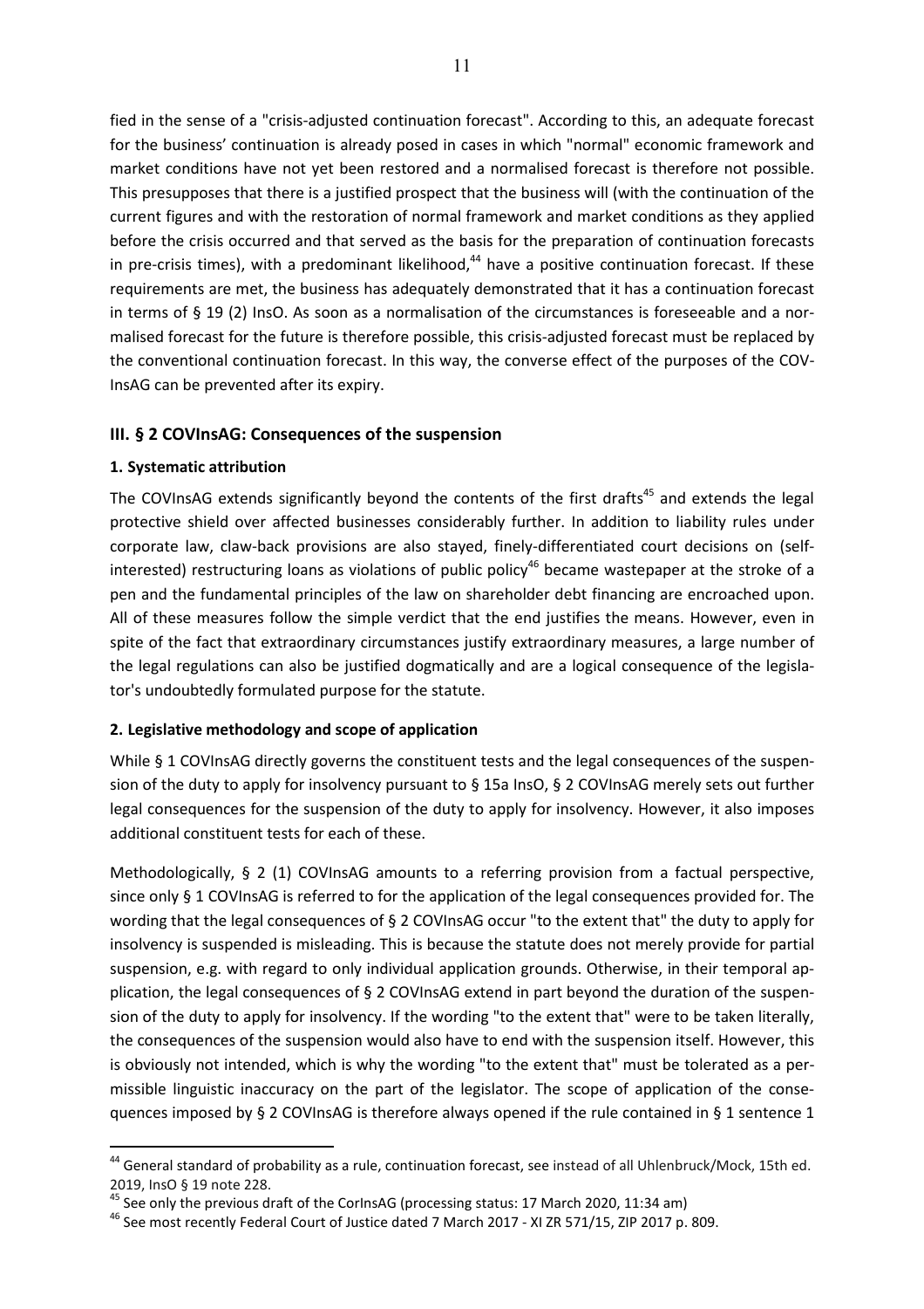fied in the sense of a "crisis-adjusted continuation forecast". According to this, an adequate forecast for the business' continuation is already posed in cases in which "normal" economic framework and market conditions have not yet been restored and a normalised forecast is therefore not possible. This presupposes that there is a justified prospect that the business will (with the continuation of the current figures and with the restoration of normal framework and market conditions as they applied before the crisis occurred and that served as the basis for the preparation of continuation forecasts in pre-crisis times), with a predominant likelihood,[44] have a positive continuation forecast. If these requirements are met, the business has adequately demonstrated that it has a continuation forecast in terms of § 19 (2) InsO. As soon as a normalisation of the circumstances is foreseeable and a normalised forecast for the future is therefore possible, this crisis-adjusted forecast must be replaced by the conventional continuation forecast. In this way, the converse effect of the purposes of the COV-InsAG can be prevented after its expiry.

## III. § 2 COVInsAG: Consequences of the suspension

### 1. Systematic attribution

The COVInsAG extends significantly beyond the contents of the first drafts[45] and extends the legal protective shield over affected businesses considerably further. In addition to liability rules under corporate law, claw-back provisions are also stayed, finely-differentiated court decisions on (self-interested) restructuring loans as violations of public policy[46] became wastepaper at the stroke of a pen and the fundamental principles of the law on shareholder debt financing are encroached upon. All of these measures follow the simple verdict that the end justifies the means. However, even in spite of the fact that extraordinary circumstances justify extraordinary measures, a large number of the legal regulations can also be justified dogmatically and are a logical consequence of the legislator's undoubtedly formulated purpose for the statute.

### 2. Legislative methodology and scope of application

While § 1 COVInsAG directly governs the constituent tests and the legal consequences of the suspension of the duty to apply for insolvency pursuant to § 15a InsO, § 2 COVInsAG merely sets out further legal consequences for the suspension of the duty to apply for insolvency. However, it also imposes additional constituent tests for each of these.

Methodologically, § 2 (1) COVInsAG amounts to a referring provision from a factual perspective, since only § 1 COVInsAG is referred to for the application of the legal consequences provided for. The wording that the legal consequences of § 2 COVInsAG occur "to the extent that" the duty to apply for insolvency is suspended is misleading. This is because the statute does not merely provide for partial suspension, e.g. with regard to only individual application grounds. Otherwise, in their temporal application, the legal consequences of § 2 COVInsAG extend in part beyond the duration of the suspension of the duty to apply for insolvency. If the wording "to the extent that" were to be taken literally, the consequences of the suspension would also have to end with the suspension itself. However, this is obviously not intended, which is why the wording "to the extent that" must be tolerated as a permissible linguistic inaccuracy on the part of the legislator. The scope of application of the consequences imposed by § 2 COVInsAG is therefore always opened if the rule contained in § 1 sentence 1

---

[44] General standard of probability as a rule, continuation forecast, see instead of all Uhlenbruck/Mock, 15th ed. 2019, InsO § 19 note 228.

[45] See only the previous draft of the CorInsAG (processing status: 17 March 2020, 11:34 am)

[46] See most recently Federal Court of Justice dated 7 March 2017 - XI ZR 571/15, ZIP 2017 p. 809.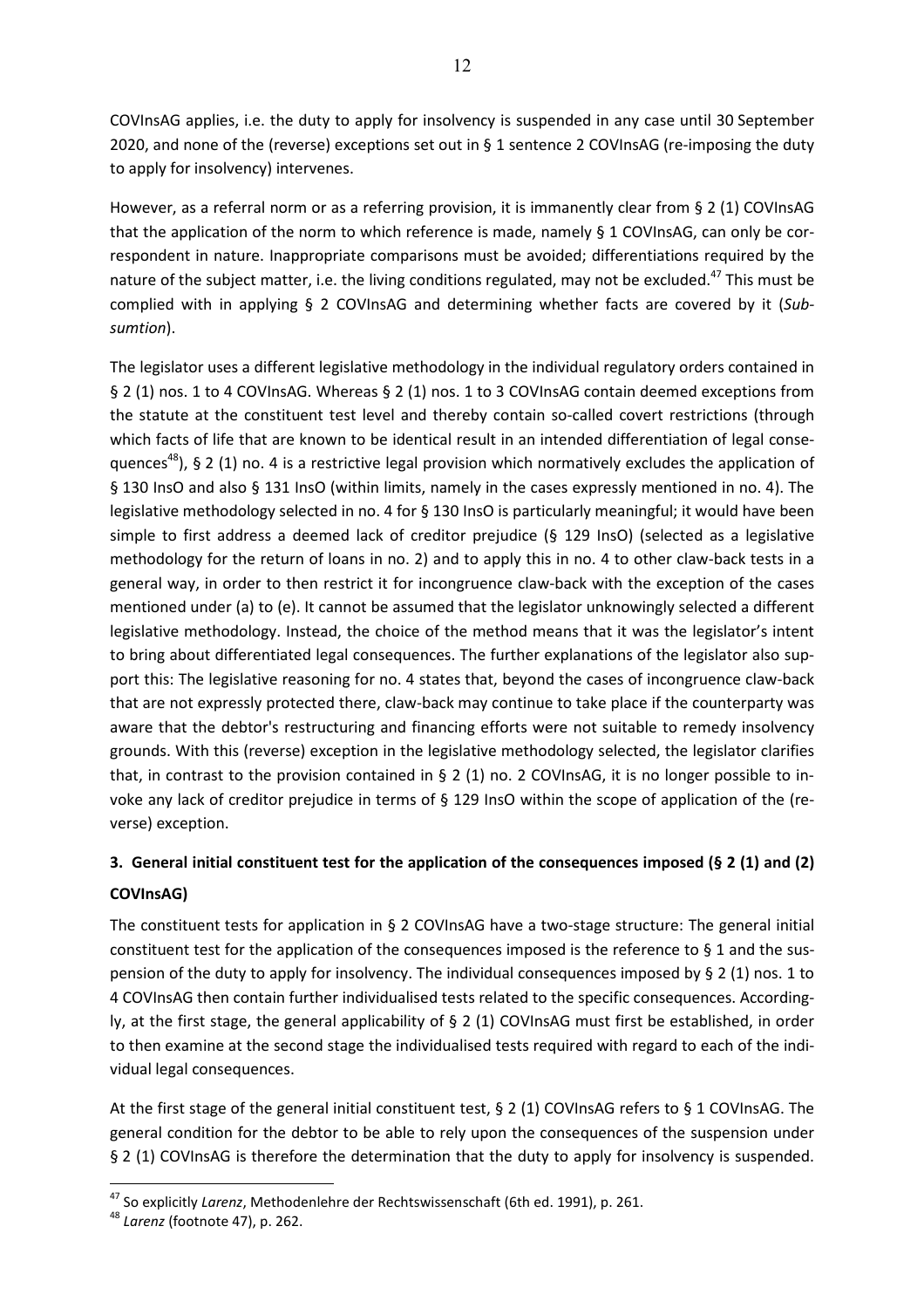COVInsAG applies, i.e. the duty to apply for insolvency is suspended in any case until 30 September 2020, and none of the (reverse) exceptions set out in § 1 sentence 2 COVInsAG (re-imposing the duty to apply for insolvency) intervenes.

However, as a referral norm or as a referring provision, it is immanently clear from § 2 (1) COVInsAG that the application of the norm to which reference is made, namely § 1 COVInsAG, can only be correspondent in nature. Inappropriate comparisons must be avoided; differentiations required by the nature of the subject matter, i.e. the living conditions regulated, may not be excluded.[47] This must be complied with in applying § 2 COVInsAG and determining whether facts are covered by it (*Subsumtion*).

The legislator uses a different legislative methodology in the individual regulatory orders contained in § 2 (1) nos. 1 to 4 COVInsAG. Whereas § 2 (1) nos. 1 to 3 COVInsAG contain deemed exceptions from the statute at the constituent test level and thereby contain so-called covert restrictions (through which facts of life that are known to be identical result in an intended differentiation of legal consequences[48]), § 2 (1) no. 4 is a restrictive legal provision which normatively excludes the application of § 130 InsO and also § 131 InsO (within limits, namely in the cases expressly mentioned in no. 4). The legislative methodology selected in no. 4 for § 130 InsO is particularly meaningful; it would have been simple to first address a deemed lack of creditor prejudice (§ 129 InsO) (selected as a legislative methodology for the return of loans in no. 2) and to apply this in no. 4 to other claw-back tests in a general way, in order to then restrict it for incongruence claw-back with the exception of the cases mentioned under (a) to (e). It cannot be assumed that the legislator unknowingly selected a different legislative methodology. Instead, the choice of the method means that it was the legislator's intent to bring about differentiated legal consequences. The further explanations of the legislator also support this: The legislative reasoning for no. 4 states that, beyond the cases of incongruence claw-back that are not expressly protected there, claw-back may continue to take place if the counterparty was aware that the debtor's restructuring and financing efforts were not suitable to remedy insolvency grounds. With this (reverse) exception in the legislative methodology selected, the legislator clarifies that, in contrast to the provision contained in § 2 (1) no. 2 COVInsAG, it is no longer possible to invoke any lack of creditor prejudice in terms of § 129 InsO within the scope of application of the (reverse) exception.

### 3. General initial constituent test for the application of the consequences imposed (§ 2 (1) and (2) COVInsAG)

The constituent tests for application in § 2 COVInsAG have a two-stage structure: The general initial constituent test for the application of the consequences imposed is the reference to § 1 and the suspension of the duty to apply for insolvency. The individual consequences imposed by § 2 (1) nos. 1 to 4 COVInsAG then contain further individualised tests related to the specific consequences. Accordingly, at the first stage, the general applicability of § 2 (1) COVInsAG must first be established, in order to then examine at the second stage the individualised tests required with regard to each of the individual legal consequences.

At the first stage of the general initial constituent test, § 2 (1) COVInsAG refers to § 1 COVInsAG. The general condition for the debtor to be able to rely upon the consequences of the suspension under § 2 (1) COVInsAG is therefore the determination that the duty to apply for insolvency is suspended.

[47] So explicitly *Larenz*, Methodenlehre der Rechtswissenschaft (6th ed. 1991), p. 261.

[48] *Larenz* (footnote 47), p. 262.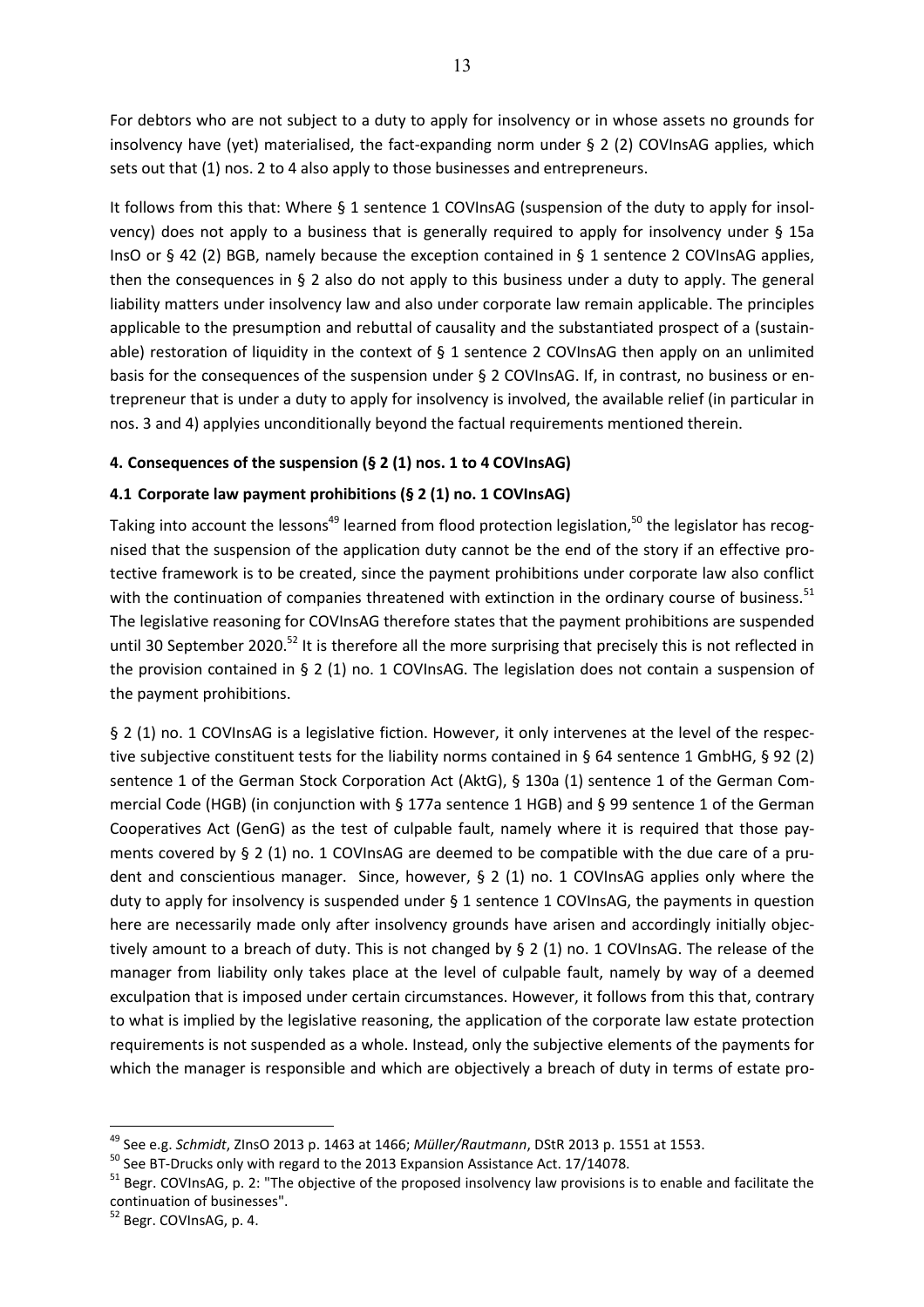For debtors who are not subject to a duty to apply for insolvency or in whose assets no grounds for insolvency have (yet) materialised, the fact-expanding norm under § 2 (2) COVInsAG applies, which sets out that (1) nos. 2 to 4 also apply to those businesses and entrepreneurs.

It follows from this that: Where § 1 sentence 1 COVInsAG (suspension of the duty to apply for insolvency) does not apply to a business that is generally required to apply for insolvency under § 15a InsO or § 42 (2) BGB, namely because the exception contained in § 1 sentence 2 COVInsAG applies, then the consequences in § 2 also do not apply to this business under a duty to apply. The general liability matters under insolvency law and also under corporate law remain applicable. The principles applicable to the presumption and rebuttal of causality and the substantiated prospect of a (sustainable) restoration of liquidity in the context of § 1 sentence 2 COVInsAG then apply on an unlimited basis for the consequences of the suspension under § 2 COVInsAG. If, in contrast, no business or entrepreneur that is under a duty to apply for insolvency is involved, the available relief (in particular in nos. 3 and 4) applyies unconditionally beyond the factual requirements mentioned therein.

### 4. Consequences of the suspension (§ 2 (1) nos. 1 to 4 COVInsAG)

#### 4.1 Corporate law payment prohibitions (§ 2 (1) no. 1 COVInsAG)

Taking into account the lessons[49] learned from flood protection legislation,[50] the legislator has recognised that the suspension of the application duty cannot be the end of the story if an effective protective framework is to be created, since the payment prohibitions under corporate law also conflict with the continuation of companies threatened with extinction in the ordinary course of business.[51] The legislative reasoning for COVInsAG therefore states that the payment prohibitions are suspended until 30 September 2020.[52] It is therefore all the more surprising that precisely this is not reflected in the provision contained in § 2 (1) no. 1 COVInsAG. The legislation does not contain a suspension of the payment prohibitions.

§ 2 (1) no. 1 COVInsAG is a legislative fiction. However, it only intervenes at the level of the respective subjective constituent tests for the liability norms contained in § 64 sentence 1 GmbHG, § 92 (2) sentence 1 of the German Stock Corporation Act (AktG), § 130a (1) sentence 1 of the German Commercial Code (HGB) (in conjunction with § 177a sentence 1 HGB) and § 99 sentence 1 of the German Cooperatives Act (GenG) as the test of culpable fault, namely where it is required that those payments covered by § 2 (1) no. 1 COVInsAG are deemed to be compatible with the due care of a prudent and conscientious manager. Since, however, § 2 (1) no. 1 COVInsAG applies only where the duty to apply for insolvency is suspended under § 1 sentence 1 COVInsAG, the payments in question here are necessarily made only after insolvency grounds have arisen and accordingly initially objectively amount to a breach of duty. This is not changed by § 2 (1) no. 1 COVInsAG. The release of the manager from liability only takes place at the level of culpable fault, namely by way of a deemed exculpation that is imposed under certain circumstances. However, it follows from this that, contrary to what is implied by the legislative reasoning, the application of the corporate law estate protection requirements is not suspended as a whole. Instead, only the subjective elements of the payments for which the manager is responsible and which are objectively a breach of duty in terms of estate pro-

---

[49] See e.g. *Schmidt*, ZInsO 2013 p. 1463 at 1466; *Müller/Rautmann*, DStR 2013 p. 1551 at 1553.

[50] See BT-Drucks only with regard to the 2013 Expansion Assistance Act. 17/14078.

[51] Begr. COVInsAG, p. 2: "The objective of the proposed insolvency law provisions is to enable and facilitate the continuation of businesses".

[52] Begr. COVInsAG, p. 4.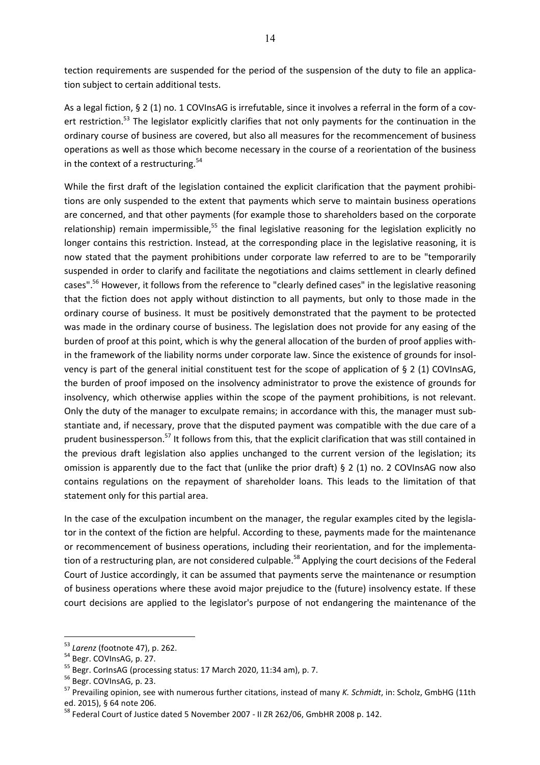tection requirements are suspended for the period of the suspension of the duty to file an application subject to certain additional tests.

As a legal fiction, § 2 (1) no. 1 COVInsAG is irrefutable, since it involves a referral in the form of a covert restriction.[53] The legislator explicitly clarifies that not only payments for the continuation in the ordinary course of business are covered, but also all measures for the recommencement of business operations as well as those which become necessary in the course of a reorientation of the business in the context of a restructuring.[54]

While the first draft of the legislation contained the explicit clarification that the payment prohibitions are only suspended to the extent that payments which serve to maintain business operations are concerned, and that other payments (for example those to shareholders based on the corporate relationship) remain impermissible,[55] the final legislative reasoning for the legislation explicitly no longer contains this restriction. Instead, at the corresponding place in the legislative reasoning, it is now stated that the payment prohibitions under corporate law referred to are to be "temporarily suspended in order to clarify and facilitate the negotiations and claims settlement in clearly defined cases".[56] However, it follows from the reference to "clearly defined cases" in the legislative reasoning that the fiction does not apply without distinction to all payments, but only to those made in the ordinary course of business. It must be positively demonstrated that the payment to be protected was made in the ordinary course of business. The legislation does not provide for any easing of the burden of proof at this point, which is why the general allocation of the burden of proof applies within the framework of the liability norms under corporate law. Since the existence of grounds for insolvency is part of the general initial constituent test for the scope of application of § 2 (1) COVInsAG, the burden of proof imposed on the insolvency administrator to prove the existence of grounds for insolvency, which otherwise applies within the scope of the payment prohibitions, is not relevant. Only the duty of the manager to exculpate remains; in accordance with this, the manager must substantiate and, if necessary, prove that the disputed payment was compatible with the due care of a prudent businessperson.[57] It follows from this, that the explicit clarification that was still contained in the previous draft legislation also applies unchanged to the current version of the legislation; its omission is apparently due to the fact that (unlike the prior draft) § 2 (1) no. 2 COVInsAG now also contains regulations on the repayment of shareholder loans. This leads to the limitation of that statement only for this partial area.

In the case of the exculpation incumbent on the manager, the regular examples cited by the legislator in the context of the fiction are helpful. According to these, payments made for the maintenance or recommencement of business operations, including their reorientation, and for the implementation of a restructuring plan, are not considered culpable.[58] Applying the court decisions of the Federal Court of Justice accordingly, it can be assumed that payments serve the maintenance or resumption of business operations where these avoid major prejudice to the (future) insolvency estate. If these court decisions are applied to the legislator's purpose of not endangering the maintenance of the

---

[53] *Larenz* (footnote 47), p. 262.

[54] Begr. COVInsAG, p. 27.

[55] Begr. CorInsAG (processing status: 17 March 2020, 11:34 am), p. 7.

[56] Begr. COVInsAG, p. 23.

[57] Prevailing opinion, see with numerous further citations, instead of many *K. Schmidt*, in: Scholz, GmbHG (11th ed. 2015), § 64 note 206.

[58] Federal Court of Justice dated 5 November 2007 - II ZR 262/06, GmbHR 2008 p. 142.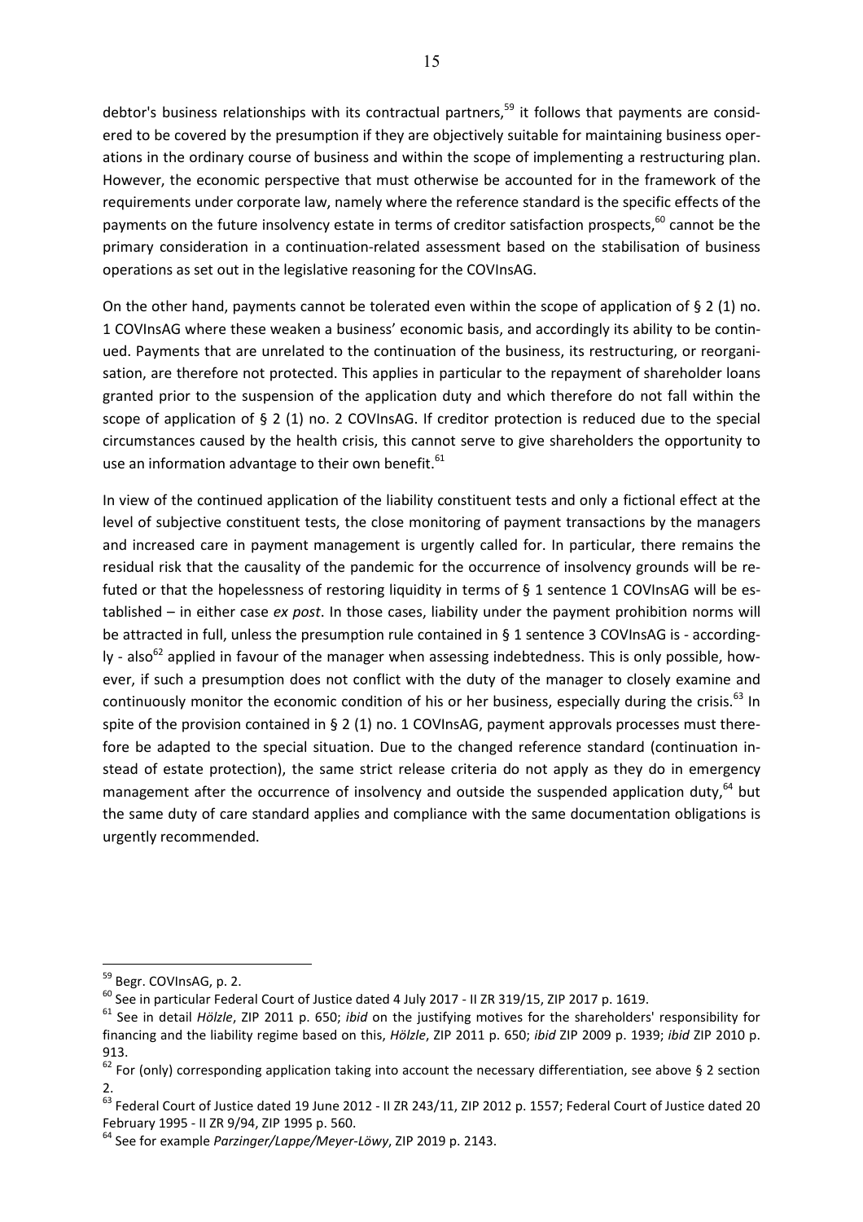debtor's business relationships with its contractual partners,[59] it follows that payments are considered to be covered by the presumption if they are objectively suitable for maintaining business operations in the ordinary course of business and within the scope of implementing a restructuring plan. However, the economic perspective that must otherwise be accounted for in the framework of the requirements under corporate law, namely where the reference standard is the specific effects of the payments on the future insolvency estate in terms of creditor satisfaction prospects,[60] cannot be the primary consideration in a continuation-related assessment based on the stabilisation of business operations as set out in the legislative reasoning for the COVInsAG.

On the other hand, payments cannot be tolerated even within the scope of application of § 2 (1) no. 1 COVInsAG where these weaken a business' economic basis, and accordingly its ability to be continued. Payments that are unrelated to the continuation of the business, its restructuring, or reorganisation, are therefore not protected. This applies in particular to the repayment of shareholder loans granted prior to the suspension of the application duty and which therefore do not fall within the scope of application of § 2 (1) no. 2 COVInsAG. If creditor protection is reduced due to the special circumstances caused by the health crisis, this cannot serve to give shareholders the opportunity to use an information advantage to their own benefit.[61]

In view of the continued application of the liability constituent tests and only a fictional effect at the level of subjective constituent tests, the close monitoring of payment transactions by the managers and increased care in payment management is urgently called for. In particular, there remains the residual risk that the causality of the pandemic for the occurrence of insolvency grounds will be refuted or that the hopelessness of restoring liquidity in terms of § 1 sentence 1 COVInsAG will be established – in either case *ex post*. In those cases, liability under the payment prohibition norms will be attracted in full, unless the presumption rule contained in § 1 sentence 3 COVInsAG is - accordingly - also[62] applied in favour of the manager when assessing indebtedness. This is only possible, however, if such a presumption does not conflict with the duty of the manager to closely examine and continuously monitor the economic condition of his or her business, especially during the crisis.[63] In spite of the provision contained in § 2 (1) no. 1 COVInsAG, payment approvals processes must therefore be adapted to the special situation. Due to the changed reference standard (continuation instead of estate protection), the same strict release criteria do not apply as they do in emergency management after the occurrence of insolvency and outside the suspended application duty,[64] but the same duty of care standard applies and compliance with the same documentation obligations is urgently recommended.

---

[59] Begr. COVInsAG, p. 2.

[60] See in particular Federal Court of Justice dated 4 July 2017 - II ZR 319/15, ZIP 2017 p. 1619.

[61] See in detail *Hölzle*, ZIP 2011 p. 650; *ibid* on the justifying motives for the shareholders' responsibility for financing and the liability regime based on this, *Hölzle*, ZIP 2011 p. 650; *ibid* ZIP 2009 p. 1939; *ibid* ZIP 2010 p. 913.

[62] For (only) corresponding application taking into account the necessary differentiation, see above § 2 section 2.

[63] Federal Court of Justice dated 19 June 2012 - II ZR 243/11, ZIP 2012 p. 1557; Federal Court of Justice dated 20 February 1995 - II ZR 9/94, ZIP 1995 p. 560.

[64] See for example *Parzinger/Lappe/Meyer-Löwy*, ZIP 2019 p. 2143.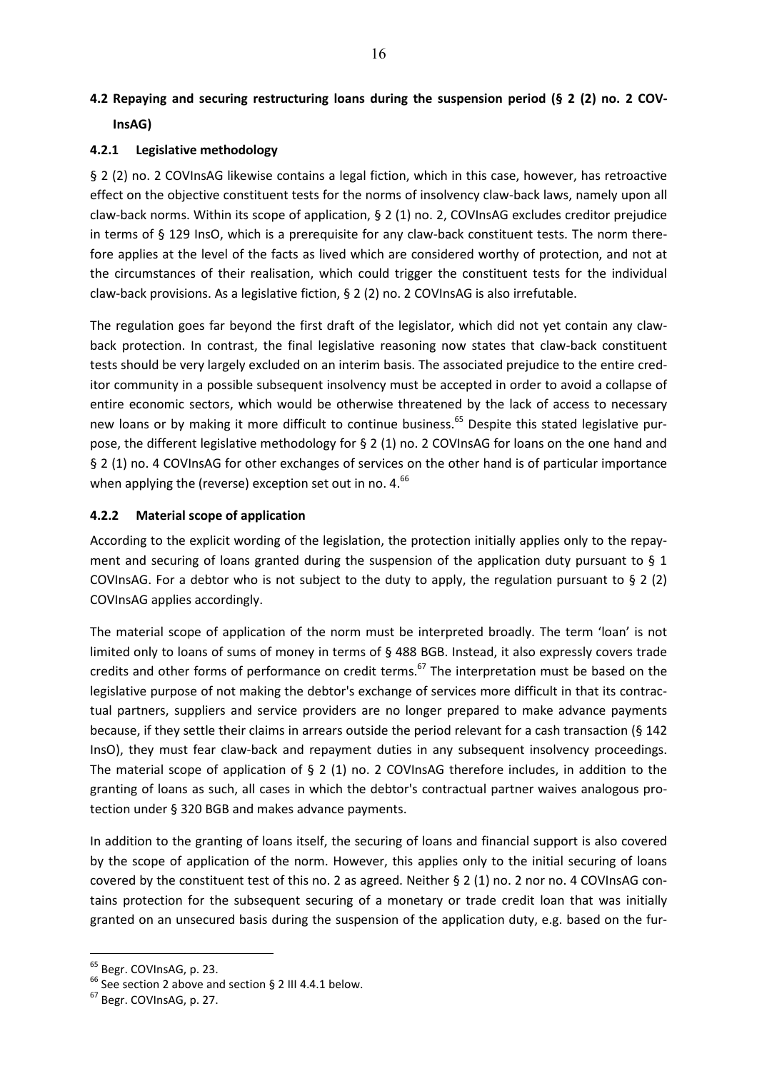## 4.2 Repaying and securing restructuring loans during the suspension period (§ 2 (2) no. 2 COVInsAG)

### 4.2.1 Legislative methodology

§ 2 (2) no. 2 COVInsAG likewise contains a legal fiction, which in this case, however, has retroactive effect on the objective constituent tests for the norms of insolvency claw-back laws, namely upon all claw-back norms. Within its scope of application, § 2 (1) no. 2, COVInsAG excludes creditor prejudice in terms of § 129 InsO, which is a prerequisite for any claw-back constituent tests. The norm therefore applies at the level of the facts as lived which are considered worthy of protection, and not at the circumstances of their realisation, which could trigger the constituent tests for the individual claw-back provisions. As a legislative fiction, § 2 (2) no. 2 COVInsAG is also irrefutable.

The regulation goes far beyond the first draft of the legislator, which did not yet contain any claw-back protection. In contrast, the final legislative reasoning now states that claw-back constituent tests should be very largely excluded on an interim basis. The associated prejudice to the entire creditor community in a possible subsequent insolvency must be accepted in order to avoid a collapse of entire economic sectors, which would be otherwise threatened by the lack of access to necessary new loans or by making it more difficult to continue business.[65] Despite this stated legislative purpose, the different legislative methodology for § 2 (1) no. 2 COVInsAG for loans on the one hand and § 2 (1) no. 4 COVInsAG for other exchanges of services on the other hand is of particular importance when applying the (reverse) exception set out in no. 4.[66]

### 4.2.2 Material scope of application

According to the explicit wording of the legislation, the protection initially applies only to the repayment and securing of loans granted during the suspension of the application duty pursuant to § 1 COVInsAG. For a debtor who is not subject to the duty to apply, the regulation pursuant to § 2 (2) COVInsAG applies accordingly.

The material scope of application of the norm must be interpreted broadly. The term 'loan' is not limited only to loans of sums of money in terms of § 488 BGB. Instead, it also expressly covers trade credits and other forms of performance on credit terms.[67] The interpretation must be based on the legislative purpose of not making the debtor's exchange of services more difficult in that its contractual partners, suppliers and service providers are no longer prepared to make advance payments because, if they settle their claims in arrears outside the period relevant for a cash transaction (§ 142 InsO), they must fear claw-back and repayment duties in any subsequent insolvency proceedings. The material scope of application of § 2 (1) no. 2 COVInsAG therefore includes, in addition to the granting of loans as such, all cases in which the debtor's contractual partner waives analogous protection under § 320 BGB and makes advance payments.

In addition to the granting of loans itself, the securing of loans and financial support is also covered by the scope of application of the norm. However, this applies only to the initial securing of loans covered by the constituent test of this no. 2 as agreed. Neither § 2 (1) no. 2 nor no. 4 COVInsAG contains protection for the subsequent securing of a monetary or trade credit loan that was initially granted on an unsecured basis during the suspension of the application duty, e.g. based on the fur-

[65] Begr. COVInsAG, p. 23.

[66] See section 2 above and section § 2 III 4.4.1 below.

[67] Begr. COVInsAG, p. 27.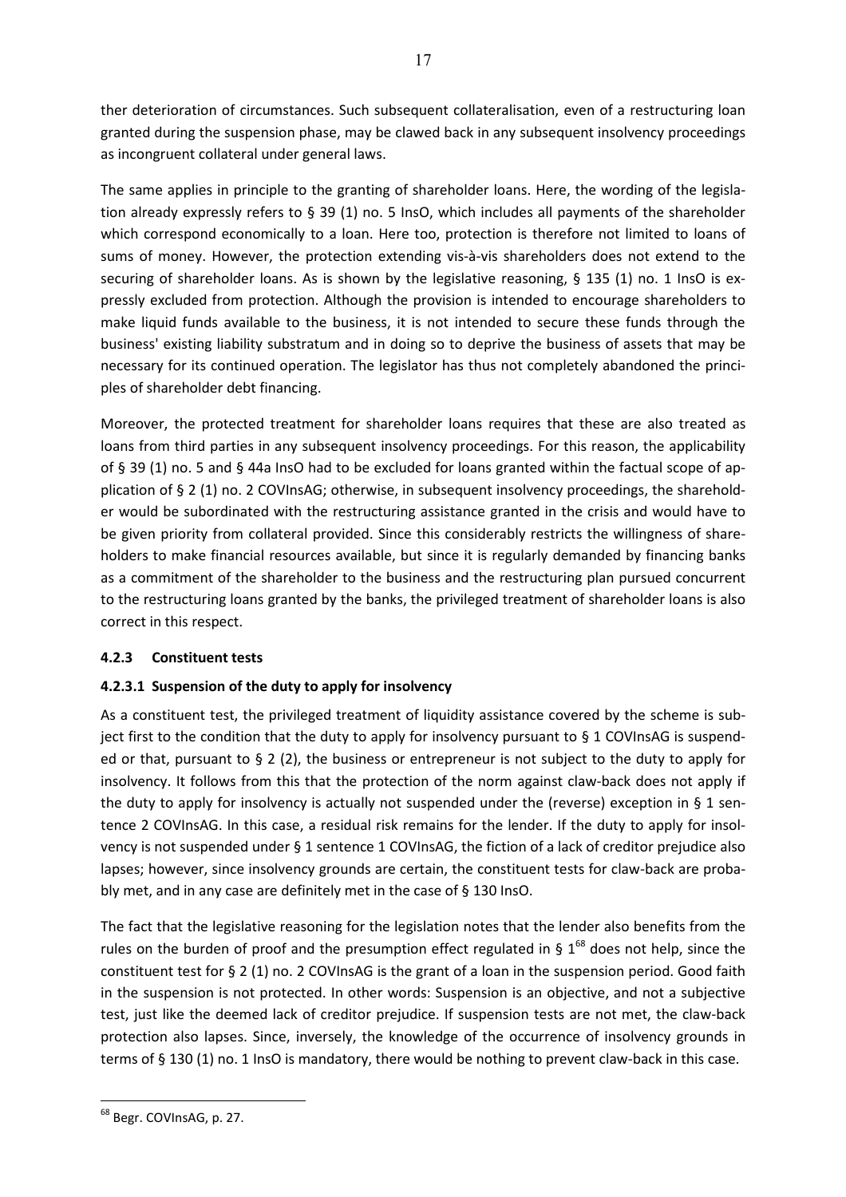ther deterioration of circumstances. Such subsequent collateralisation, even of a restructuring loan granted during the suspension phase, may be clawed back in any subsequent insolvency proceedings as incongruent collateral under general laws.

The same applies in principle to the granting of shareholder loans. Here, the wording of the legislation already expressly refers to § 39 (1) no. 5 InsO, which includes all payments of the shareholder which correspond economically to a loan. Here too, protection is therefore not limited to loans of sums of money. However, the protection extending vis-à-vis shareholders does not extend to the securing of shareholder loans. As is shown by the legislative reasoning, § 135 (1) no. 1 InsO is expressly excluded from protection. Although the provision is intended to encourage shareholders to make liquid funds available to the business, it is not intended to secure these funds through the business' existing liability substratum and in doing so to deprive the business of assets that may be necessary for its continued operation. The legislator has thus not completely abandoned the principles of shareholder debt financing.

Moreover, the protected treatment for shareholder loans requires that these are also treated as loans from third parties in any subsequent insolvency proceedings. For this reason, the applicability of § 39 (1) no. 5 and § 44a InsO had to be excluded for loans granted within the factual scope of application of § 2 (1) no. 2 COVInsAG; otherwise, in subsequent insolvency proceedings, the shareholder would be subordinated with the restructuring assistance granted in the crisis and would have to be given priority from collateral provided. Since this considerably restricts the willingness of shareholders to make financial resources available, but since it is regularly demanded by financing banks as a commitment of the shareholder to the business and the restructuring plan pursued concurrent to the restructuring loans granted by the banks, the privileged treatment of shareholder loans is also correct in this respect.

### 4.2.3 Constituent tests

#### 4.2.3.1 Suspension of the duty to apply for insolvency

As a constituent test, the privileged treatment of liquidity assistance covered by the scheme is subject first to the condition that the duty to apply for insolvency pursuant to § 1 COVInsAG is suspended or that, pursuant to § 2 (2), the business or entrepreneur is not subject to the duty to apply for insolvency. It follows from this that the protection of the norm against claw-back does not apply if the duty to apply for insolvency is actually not suspended under the (reverse) exception in § 1 sentence 2 COVInsAG. In this case, a residual risk remains for the lender. If the duty to apply for insolvency is not suspended under § 1 sentence 1 COVInsAG, the fiction of a lack of creditor prejudice also lapses; however, since insolvency grounds are certain, the constituent tests for claw-back are probably met, and in any case are definitely met in the case of § 130 InsO.

The fact that the legislative reasoning for the legislation notes that the lender also benefits from the rules on the burden of proof and the presumption effect regulated in § 1[68] does not help, since the constituent test for § 2 (1) no. 2 COVInsAG is the grant of a loan in the suspension period. Good faith in the suspension is not protected. In other words: Suspension is an objective, and not a subjective test, just like the deemed lack of creditor prejudice. If suspension tests are not met, the claw-back protection also lapses. Since, inversely, the knowledge of the occurrence of insolvency grounds in terms of § 130 (1) no. 1 InsO is mandatory, there would be nothing to prevent claw-back in this case.

[68] Begr. COVInsAG, p. 27.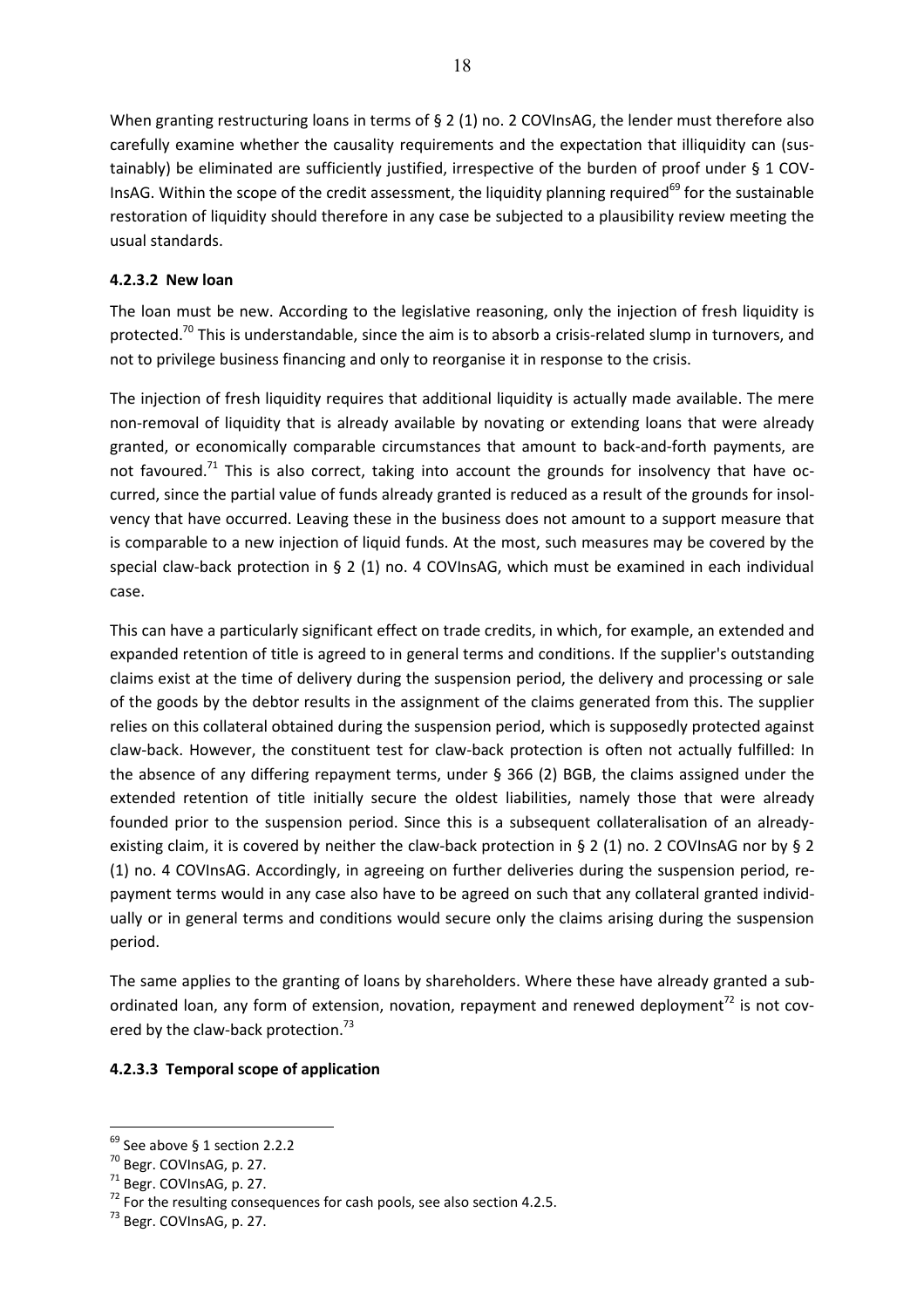When granting restructuring loans in terms of § 2 (1) no. 2 COVInsAG, the lender must therefore also carefully examine whether the causality requirements and the expectation that illiquidity can (sustainably) be eliminated are sufficiently justified, irrespective of the burden of proof under § 1 COVInsAG. Within the scope of the credit assessment, the liquidity planning required[69] for the sustainable restoration of liquidity should therefore in any case be subjected to a plausibility review meeting the usual standards.

#### 4.2.3.2 New loan

The loan must be new. According to the legislative reasoning, only the injection of fresh liquidity is protected.[70] This is understandable, since the aim is to absorb a crisis-related slump in turnovers, and not to privilege business financing and only to reorganise it in response to the crisis.

The injection of fresh liquidity requires that additional liquidity is actually made available. The mere non-removal of liquidity that is already available by novating or extending loans that were already granted, or economically comparable circumstances that amount to back-and-forth payments, are not favoured.[71] This is also correct, taking into account the grounds for insolvency that have occurred, since the partial value of funds already granted is reduced as a result of the grounds for insolvency that have occurred. Leaving these in the business does not amount to a support measure that is comparable to a new injection of liquid funds. At the most, such measures may be covered by the special claw-back protection in § 2 (1) no. 4 COVInsAG, which must be examined in each individual case.

This can have a particularly significant effect on trade credits, in which, for example, an extended and expanded retention of title is agreed to in general terms and conditions. If the supplier's outstanding claims exist at the time of delivery during the suspension period, the delivery and processing or sale of the goods by the debtor results in the assignment of the claims generated from this. The supplier relies on this collateral obtained during the suspension period, which is supposedly protected against claw-back. However, the constituent test for claw-back protection is often not actually fulfilled: In the absence of any differing repayment terms, under § 366 (2) BGB, the claims assigned under the extended retention of title initially secure the oldest liabilities, namely those that were already founded prior to the suspension period. Since this is a subsequent collateralisation of an already-existing claim, it is covered by neither the claw-back protection in § 2 (1) no. 2 COVInsAG nor by § 2 (1) no. 4 COVInsAG. Accordingly, in agreeing on further deliveries during the suspension period, repayment terms would in any case also have to be agreed on such that any collateral granted individually or in general terms and conditions would secure only the claims arising during the suspension period.

The same applies to the granting of loans by shareholders. Where these have already granted a subordinated loan, any form of extension, novation, repayment and renewed deployment[72] is not covered by the claw-back protection.[73]

#### 4.2.3.3 Temporal scope of application

---

[69] See above § 1 section 2.2.2

[70] Begr. COVInsAG, p. 27.

[71] Begr. COVInsAG, p. 27.

[72] For the resulting consequences for cash pools, see also section 4.2.5.

[73] Begr. COVInsAG, p. 27.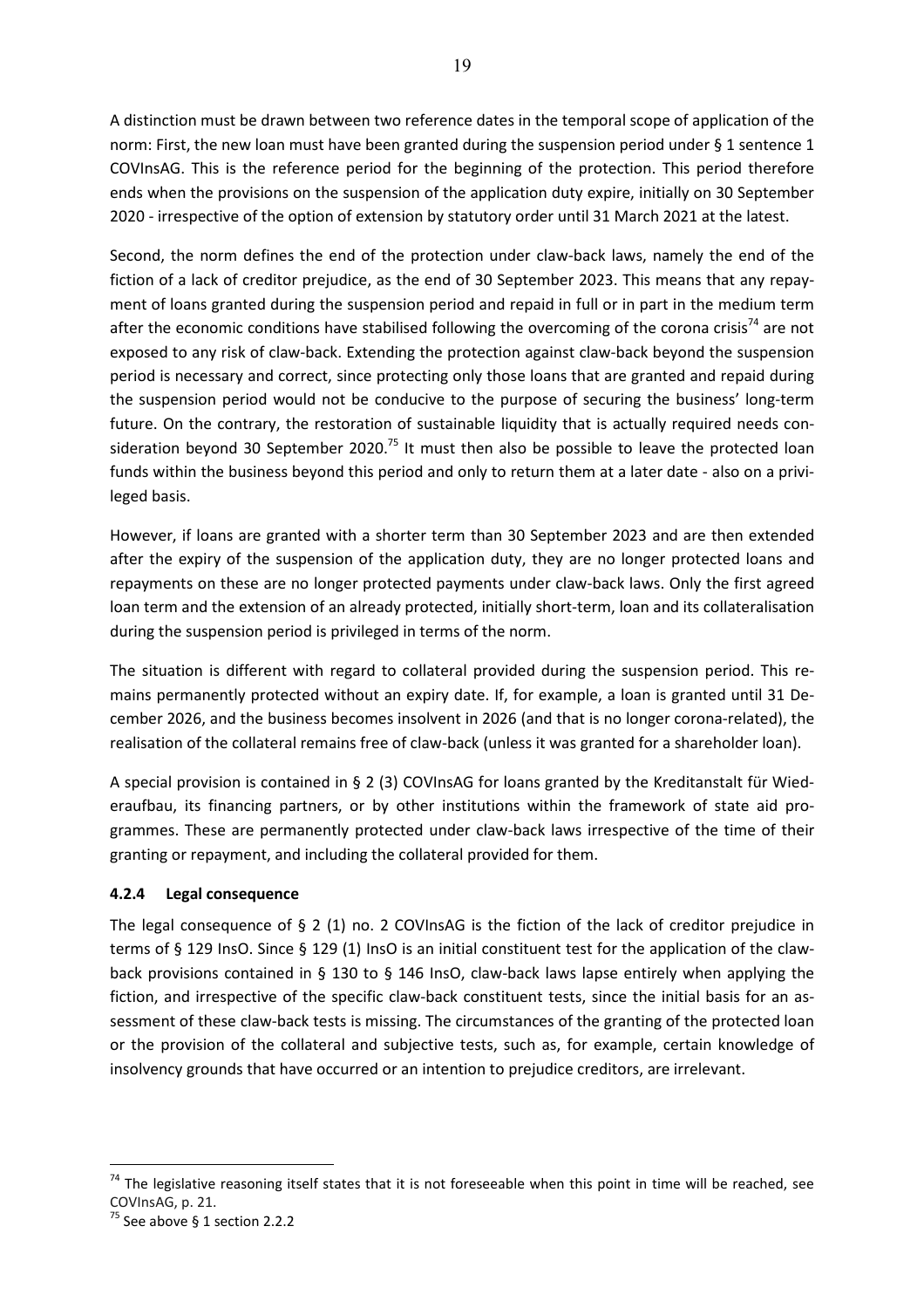A distinction must be drawn between two reference dates in the temporal scope of application of the norm: First, the new loan must have been granted during the suspension period under § 1 sentence 1 COVInsAG. This is the reference period for the beginning of the protection. This period therefore ends when the provisions on the suspension of the application duty expire, initially on 30 September 2020 - irrespective of the option of extension by statutory order until 31 March 2021 at the latest.

Second, the norm defines the end of the protection under claw-back laws, namely the end of the fiction of a lack of creditor prejudice, as the end of 30 September 2023. This means that any repayment of loans granted during the suspension period and repaid in full or in part in the medium term after the economic conditions have stabilised following the overcoming of the corona crisis[74] are not exposed to any risk of claw-back. Extending the protection against claw-back beyond the suspension period is necessary and correct, since protecting only those loans that are granted and repaid during the suspension period would not be conducive to the purpose of securing the business' long-term future. On the contrary, the restoration of sustainable liquidity that is actually required needs consideration beyond 30 September 2020.[75] It must then also be possible to leave the protected loan funds within the business beyond this period and only to return them at a later date - also on a privileged basis.

However, if loans are granted with a shorter term than 30 September 2023 and are then extended after the expiry of the suspension of the application duty, they are no longer protected loans and repayments on these are no longer protected payments under claw-back laws. Only the first agreed loan term and the extension of an already protected, initially short-term, loan and its collateralisation during the suspension period is privileged in terms of the norm.

The situation is different with regard to collateral provided during the suspension period. This remains permanently protected without an expiry date. If, for example, a loan is granted until 31 December 2026, and the business becomes insolvent in 2026 (and that is no longer corona-related), the realisation of the collateral remains free of claw-back (unless it was granted for a shareholder loan).

A special provision is contained in § 2 (3) COVInsAG for loans granted by the Kreditanstalt für Wiederaufbau, its financing partners, or by other institutions within the framework of state aid programmes. These are permanently protected under claw-back laws irrespective of the time of their granting or repayment, and including the collateral provided for them.

#### 4.2.4 Legal consequence

The legal consequence of § 2 (1) no. 2 COVInsAG is the fiction of the lack of creditor prejudice in terms of § 129 InsO. Since § 129 (1) InsO is an initial constituent test for the application of the claw-back provisions contained in § 130 to § 146 InsO, claw-back laws lapse entirely when applying the fiction, and irrespective of the specific claw-back constituent tests, since the initial basis for an assessment of these claw-back tests is missing. The circumstances of the granting of the protected loan or the provision of the collateral and subjective tests, such as, for example, certain knowledge of insolvency grounds that have occurred or an intention to prejudice creditors, are irrelevant.

---

[74] The legislative reasoning itself states that it is not foreseeable when this point in time will be reached, see COVInsAG, p. 21.

[75] See above § 1 section 2.2.2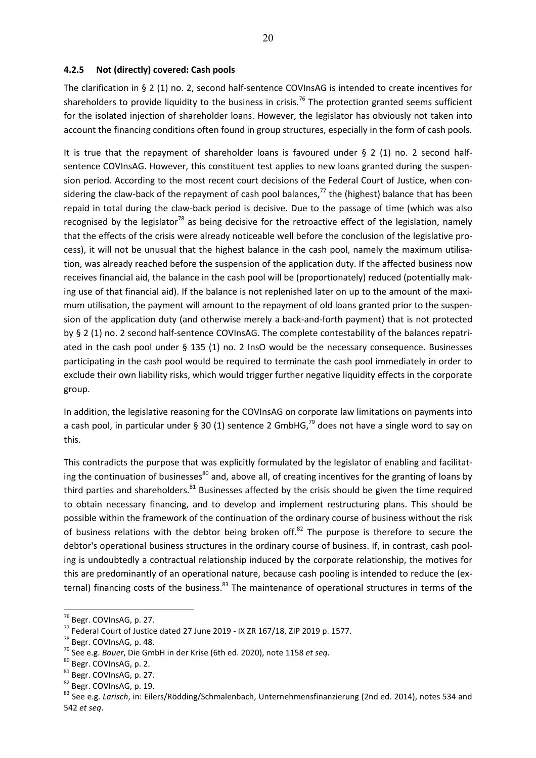### 4.2.5 Not (directly) covered: Cash pools

The clarification in § 2 (1) no. 2, second half-sentence COVInsAG is intended to create incentives for shareholders to provide liquidity to the business in crisis.[76] The protection granted seems sufficient for the isolated injection of shareholder loans. However, the legislator has obviously not taken into account the financing conditions often found in group structures, especially in the form of cash pools.

It is true that the repayment of shareholder loans is favoured under § 2 (1) no. 2 second half-sentence COVInsAG. However, this constituent test applies to new loans granted during the suspension period. According to the most recent court decisions of the Federal Court of Justice, when considering the claw-back of the repayment of cash pool balances,[77] the (highest) balance that has been repaid in total during the claw-back period is decisive. Due to the passage of time (which was also recognised by the legislator[78] as being decisive for the retroactive effect of the legislation, namely that the effects of the crisis were already noticeable well before the conclusion of the legislative process), it will not be unusual that the highest balance in the cash pool, namely the maximum utilisation, was already reached before the suspension of the application duty. If the affected business now receives financial aid, the balance in the cash pool will be (proportionately) reduced (potentially making use of that financial aid). If the balance is not replenished later on up to the amount of the maximum utilisation, the payment will amount to the repayment of old loans granted prior to the suspension of the application duty (and otherwise merely a back-and-forth payment) that is not protected by § 2 (1) no. 2 second half-sentence COVInsAG. The complete contestability of the balances repatriated in the cash pool under § 135 (1) no. 2 InsO would be the necessary consequence. Businesses participating in the cash pool would be required to terminate the cash pool immediately in order to exclude their own liability risks, which would trigger further negative liquidity effects in the corporate group.

In addition, the legislative reasoning for the COVInsAG on corporate law limitations on payments into a cash pool, in particular under § 30 (1) sentence 2 GmbHG,[79] does not have a single word to say on this.

This contradicts the purpose that was explicitly formulated by the legislator of enabling and facilitating the continuation of businesses[80] and, above all, of creating incentives for the granting of loans by third parties and shareholders.[81] Businesses affected by the crisis should be given the time required to obtain necessary financing, and to develop and implement restructuring plans. This should be possible within the framework of the continuation of the ordinary course of business without the risk of business relations with the debtor being broken off.[82] The purpose is therefore to secure the debtor's operational business structures in the ordinary course of business. If, in contrast, cash pooling is undoubtedly a contractual relationship induced by the corporate relationship, the motives for this are predominantly of an operational nature, because cash pooling is intended to reduce the (external) financing costs of the business.[83] The maintenance of operational structures in terms of the

---

[76] Begr. COVInsAG, p. 27.

[77] Federal Court of Justice dated 27 June 2019 - IX ZR 167/18, ZIP 2019 p. 1577.

[78] Begr. COVInsAG, p. 48.

[79] See e.g. *Bauer*, Die GmbH in der Krise (6th ed. 2020), note 1158 *et seq*.

[80] Begr. COVInsAG, p. 2.

[81] Begr. COVInsAG, p. 27.

[82] Begr. COVInsAG, p. 19.

[83] See e.g. *Larisch*, in: Eilers/Rödding/Schmalenbach, Unternehmensfinanzierung (2nd ed. 2014), notes 534 and 542 *et seq*.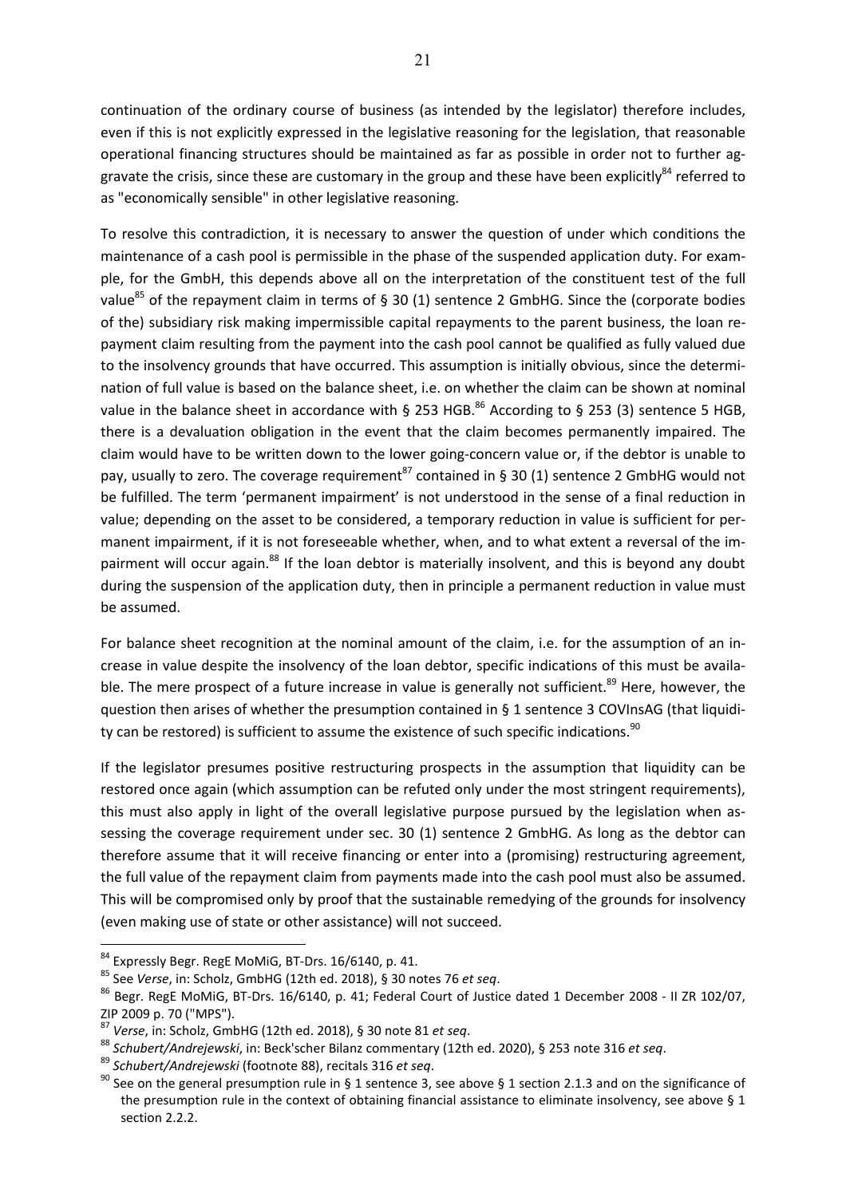continuation of the ordinary course of business (as intended by the legislator) therefore includes, even if this is not explicitly expressed in the legislative reasoning for the legislation, that reasonable operational financing structures should be maintained as far as possible in order not to further aggravate the crisis, since these are customary in the group and these have been explicitly[84] referred to as "economically sensible" in other legislative reasoning.

To resolve this contradiction, it is necessary to answer the question of under which conditions the maintenance of a cash pool is permissible in the phase of the suspended application duty. For example, for the GmbH, this depends above all on the interpretation of the constituent test of the full value[85] of the repayment claim in terms of § 30 (1) sentence 2 GmbHG. Since the (corporate bodies of the) subsidiary risk making impermissible capital repayments to the parent business, the loan repayment claim resulting from the payment into the cash pool cannot be qualified as fully valued due to the insolvency grounds that have occurred. This assumption is initially obvious, since the determination of full value is based on the balance sheet, i.e. on whether the claim can be shown at nominal value in the balance sheet in accordance with § 253 HGB.[86] According to § 253 (3) sentence 5 HGB, there is a devaluation obligation in the event that the claim becomes permanently impaired. The claim would have to be written down to the lower going-concern value or, if the debtor is unable to pay, usually to zero. The coverage requirement[87] contained in § 30 (1) sentence 2 GmbHG would not be fulfilled. The term 'permanent impairment' is not understood in the sense of a final reduction in value; depending on the asset to be considered, a temporary reduction in value is sufficient for permanent impairment, if it is not foreseeable whether, when, and to what extent a reversal of the impairment will occur again.[88] If the loan debtor is materially insolvent, and this is beyond any doubt during the suspension of the application duty, then in principle a permanent reduction in value must be assumed.

For balance sheet recognition at the nominal amount of the claim, i.e. for the assumption of an increase in value despite the insolvency of the loan debtor, specific indications of this must be available. The mere prospect of a future increase in value is generally not sufficient.[89] Here, however, the question then arises of whether the presumption contained in § 1 sentence 3 COVInsAG (that liquidity can be restored) is sufficient to assume the existence of such specific indications.[90]

If the legislator presumes positive restructuring prospects in the assumption that liquidity can be restored once again (which assumption can be refuted only under the most stringent requirements), this must also apply in light of the overall legislative purpose pursued by the legislation when assessing the coverage requirement under sec. 30 (1) sentence 2 GmbHG. As long as the debtor can therefore assume that it will receive financing or enter into a (promising) restructuring agreement, the full value of the repayment claim from payments made into the cash pool must also be assumed. This will be compromised only by proof that the sustainable remedying of the grounds for insolvency (even making use of state or other assistance) will not succeed.

---

[84] Expressly Begr. RegE MoMiG, BT-Drs. 16/6140, p. 41.

[85] See *Verse*, in: Scholz, GmbHG (12th ed. 2018), § 30 notes 76 *et seq*.

[86] Begr. RegE MoMiG, BT-Drs. 16/6140, p. 41; Federal Court of Justice dated 1 December 2008 - II ZR 102/07, ZIP 2009 p. 70 ("MPS").

[87] *Verse*, in: Scholz, GmbHG (12th ed. 2018), § 30 note 81 *et seq*.

[88] *Schubert/Andrejewski*, in: Beck'scher Bilanz commentary (12th ed. 2020), § 253 note 316 *et seq*.

[89] *Schubert/Andrejewski* (footnote 88), recitals 316 *et seq*.

[90] See on the general presumption rule in § 1 sentence 3, see above § 1 section 2.1.3 and on the significance of the presumption rule in the context of obtaining financial assistance to eliminate insolvency, see above § 1 section 2.2.2.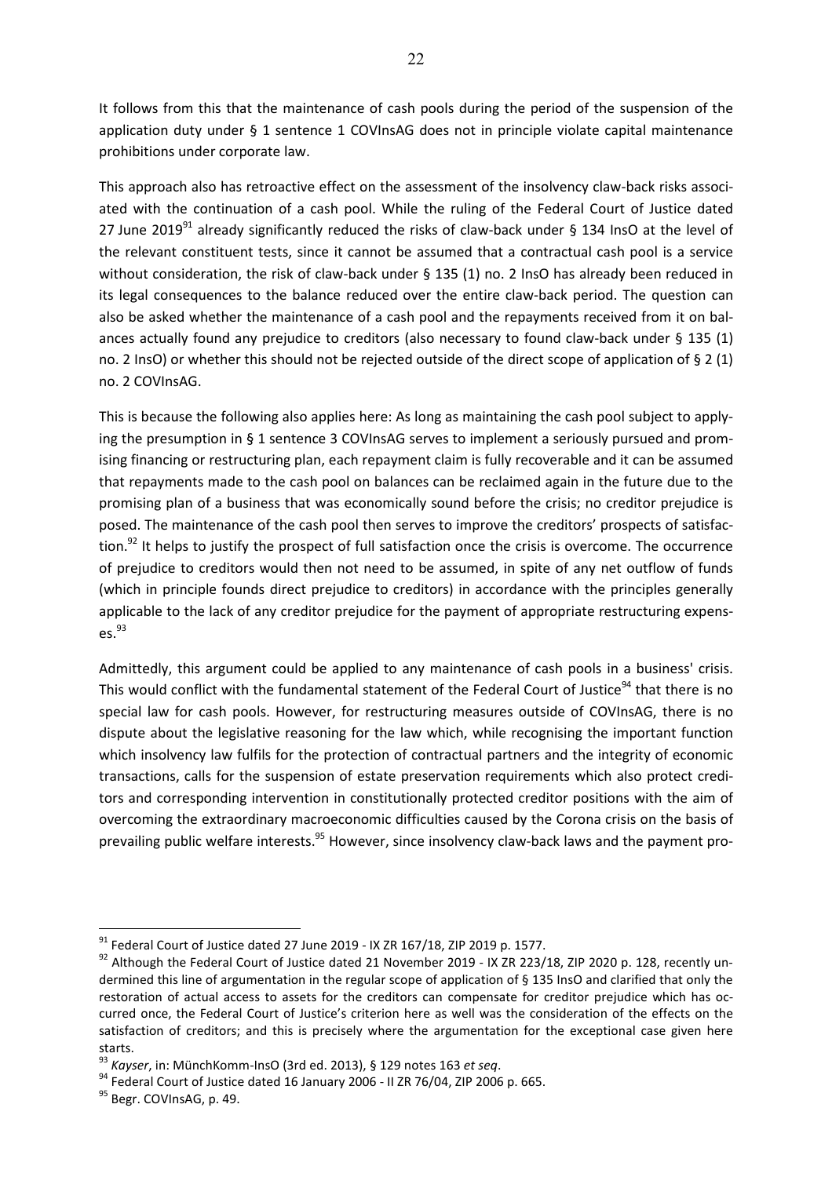It follows from this that the maintenance of cash pools during the period of the suspension of the application duty under § 1 sentence 1 COVInsAG does not in principle violate capital maintenance prohibitions under corporate law.

This approach also has retroactive effect on the assessment of the insolvency claw-back risks associated with the continuation of a cash pool. While the ruling of the Federal Court of Justice dated 27 June 2019[91] already significantly reduced the risks of claw-back under § 134 InsO at the level of the relevant constituent tests, since it cannot be assumed that a contractual cash pool is a service without consideration, the risk of claw-back under § 135 (1) no. 2 InsO has already been reduced in its legal consequences to the balance reduced over the entire claw-back period. The question can also be asked whether the maintenance of a cash pool and the repayments received from it on balances actually found any prejudice to creditors (also necessary to found claw-back under § 135 (1) no. 2 InsO) or whether this should not be rejected outside of the direct scope of application of § 2 (1) no. 2 COVInsAG.

This is because the following also applies here: As long as maintaining the cash pool subject to applying the presumption in § 1 sentence 3 COVInsAG serves to implement a seriously pursued and promising financing or restructuring plan, each repayment claim is fully recoverable and it can be assumed that repayments made to the cash pool on balances can be reclaimed again in the future due to the promising plan of a business that was economically sound before the crisis; no creditor prejudice is posed. The maintenance of the cash pool then serves to improve the creditors' prospects of satisfaction.[92] It helps to justify the prospect of full satisfaction once the crisis is overcome. The occurrence of prejudice to creditors would then not need to be assumed, in spite of any net outflow of funds (which in principle founds direct prejudice to creditors) in accordance with the principles generally applicable to the lack of any creditor prejudice for the payment of appropriate restructuring expenses.[93]

Admittedly, this argument could be applied to any maintenance of cash pools in a business' crisis. This would conflict with the fundamental statement of the Federal Court of Justice[94] that there is no special law for cash pools. However, for restructuring measures outside of COVInsAG, there is no dispute about the legislative reasoning for the law which, while recognising the important function which insolvency law fulfils for the protection of contractual partners and the integrity of economic transactions, calls for the suspension of estate preservation requirements which also protect creditors and corresponding intervention in constitutionally protected creditor positions with the aim of overcoming the extraordinary macroeconomic difficulties caused by the Corona crisis on the basis of prevailing public welfare interests.[95] However, since insolvency claw-back laws and the payment pro-

---

[91] Federal Court of Justice dated 27 June 2019 - IX ZR 167/18, ZIP 2019 p. 1577.

[92] Although the Federal Court of Justice dated 21 November 2019 - IX ZR 223/18, ZIP 2020 p. 128, recently undermined this line of argumentation in the regular scope of application of § 135 InsO and clarified that only the restoration of actual access to assets for the creditors can compensate for creditor prejudice which has occurred once, the Federal Court of Justice's criterion here as well was the consideration of the effects on the satisfaction of creditors; and this is precisely where the argumentation for the exceptional case given here starts.

[93] *Kayser*, in: MünchKomm-InsO (3rd ed. 2013), § 129 notes 163 *et seq*.

[94] Federal Court of Justice dated 16 January 2006 - II ZR 76/04, ZIP 2006 p. 665.

[95] Begr. COVInsAG, p. 49.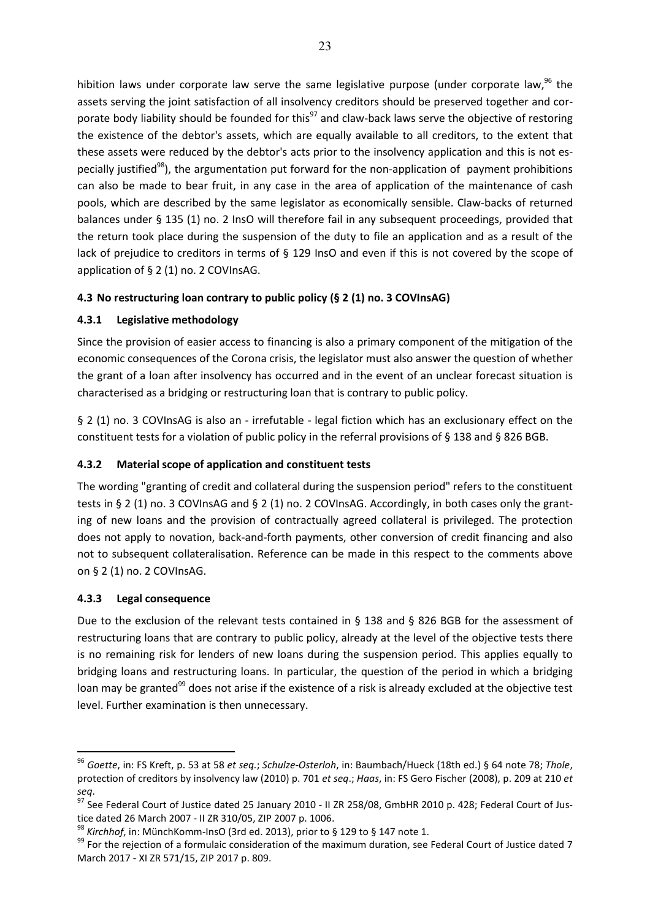hibition laws under corporate law serve the same legislative purpose (under corporate law,[96] the assets serving the joint satisfaction of all insolvency creditors should be preserved together and corporate body liability should be founded for this[97] and claw-back laws serve the objective of restoring the existence of the debtor's assets, which are equally available to all creditors, to the extent that these assets were reduced by the debtor's acts prior to the insolvency application and this is not especially justified[98]), the argumentation put forward for the non-application of payment prohibitions can also be made to bear fruit, in any case in the area of application of the maintenance of cash pools, which are described by the same legislator as economically sensible. Claw-backs of returned balances under § 135 (1) no. 2 InsO will therefore fail in any subsequent proceedings, provided that the return took place during the suspension of the duty to file an application and as a result of the lack of prejudice to creditors in terms of § 129 InsO and even if this is not covered by the scope of application of § 2 (1) no. 2 COVInsAG.

### 4.3 No restructuring loan contrary to public policy (§ 2 (1) no. 3 COVInsAG)

#### 4.3.1 Legislative methodology

Since the provision of easier access to financing is also a primary component of the mitigation of the economic consequences of the Corona crisis, the legislator must also answer the question of whether the grant of a loan after insolvency has occurred and in the event of an unclear forecast situation is characterised as a bridging or restructuring loan that is contrary to public policy.

§ 2 (1) no. 3 COVInsAG is also an - irrefutable - legal fiction which has an exclusionary effect on the constituent tests for a violation of public policy in the referral provisions of § 138 and § 826 BGB.

#### 4.3.2 Material scope of application and constituent tests

The wording "granting of credit and collateral during the suspension period" refers to the constituent tests in § 2 (1) no. 3 COVInsAG and § 2 (1) no. 2 COVInsAG. Accordingly, in both cases only the granting of new loans and the provision of contractually agreed collateral is privileged. The protection does not apply to novation, back-and-forth payments, other conversion of credit financing and also not to subsequent collateralisation. Reference can be made in this respect to the comments above on § 2 (1) no. 2 COVInsAG.

#### 4.3.3 Legal consequence

Due to the exclusion of the relevant tests contained in § 138 and § 826 BGB for the assessment of restructuring loans that are contrary to public policy, already at the level of the objective tests there is no remaining risk for lenders of new loans during the suspension period. This applies equally to bridging loans and restructuring loans. In particular, the question of the period in which a bridging loan may be granted[99] does not arise if the existence of a risk is already excluded at the objective test level. Further examination is then unnecessary.

---

[96] *Goette*, in: FS Kreft, p. 53 at 58 *et seq.*; *Schulze-Osterloh*, in: Baumbach/Hueck (18th ed.) § 64 note 78; *Thole*, protection of creditors by insolvency law (2010) p. 701 *et seq*.; *Haas*, in: FS Gero Fischer (2008), p. 209 at 210 *et seq*.

[97] See Federal Court of Justice dated 25 January 2010 - II ZR 258/08, GmbHR 2010 p. 428; Federal Court of Justice dated 26 March 2007 - II ZR 310/05, ZIP 2007 p. 1006.

[98] *Kirchhof*, in: MünchKomm-InsO (3rd ed. 2013), prior to § 129 to § 147 note 1.

[99] For the rejection of a formulaic consideration of the maximum duration, see Federal Court of Justice dated 7 March 2017 - XI ZR 571/15, ZIP 2017 p. 809.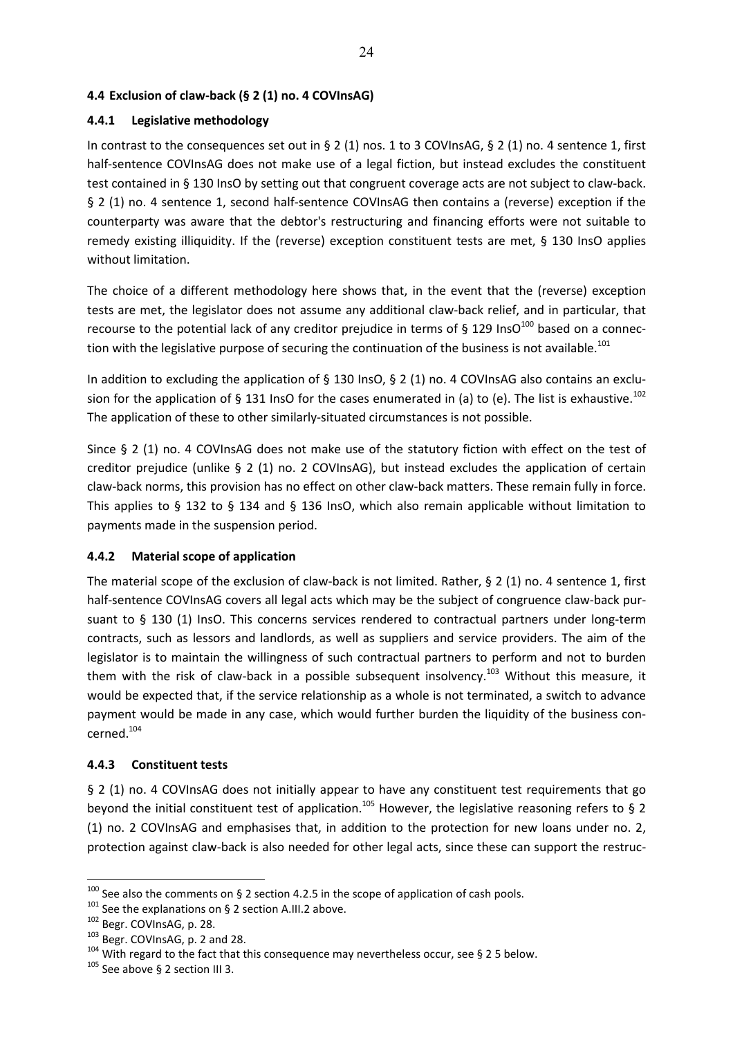### 4.4 Exclusion of claw-back (§ 2 (1) no. 4 COVInsAG)

#### 4.4.1 Legislative methodology

In contrast to the consequences set out in § 2 (1) nos. 1 to 3 COVInsAG, § 2 (1) no. 4 sentence 1, first half-sentence COVInsAG does not make use of a legal fiction, but instead excludes the constituent test contained in § 130 InsO by setting out that congruent coverage acts are not subject to claw-back. § 2 (1) no. 4 sentence 1, second half-sentence COVInsAG then contains a (reverse) exception if the counterparty was aware that the debtor's restructuring and financing efforts were not suitable to remedy existing illiquidity. If the (reverse) exception constituent tests are met, § 130 InsO applies without limitation.

The choice of a different methodology here shows that, in the event that the (reverse) exception tests are met, the legislator does not assume any additional claw-back relief, and in particular, that recourse to the potential lack of any creditor prejudice in terms of § 129 InsO[100] based on a connection with the legislative purpose of securing the continuation of the business is not available.[101]

In addition to excluding the application of § 130 InsO, § 2 (1) no. 4 COVInsAG also contains an exclusion for the application of § 131 InsO for the cases enumerated in (a) to (e). The list is exhaustive.[102] The application of these to other similarly-situated circumstances is not possible.

Since § 2 (1) no. 4 COVInsAG does not make use of the statutory fiction with effect on the test of creditor prejudice (unlike § 2 (1) no. 2 COVInsAG), but instead excludes the application of certain claw-back norms, this provision has no effect on other claw-back matters. These remain fully in force. This applies to § 132 to § 134 and § 136 InsO, which also remain applicable without limitation to payments made in the suspension period.

#### 4.4.2 Material scope of application

The material scope of the exclusion of claw-back is not limited. Rather, § 2 (1) no. 4 sentence 1, first half-sentence COVInsAG covers all legal acts which may be the subject of congruence claw-back pursuant to § 130 (1) InsO. This concerns services rendered to contractual partners under long-term contracts, such as lessors and landlords, as well as suppliers and service providers. The aim of the legislator is to maintain the willingness of such contractual partners to perform and not to burden them with the risk of claw-back in a possible subsequent insolvency.[103] Without this measure, it would be expected that, if the service relationship as a whole is not terminated, a switch to advance payment would be made in any case, which would further burden the liquidity of the business concerned.[104]

#### 4.4.3 Constituent tests

§ 2 (1) no. 4 COVInsAG does not initially appear to have any constituent test requirements that go beyond the initial constituent test of application.[105] However, the legislative reasoning refers to § 2 (1) no. 2 COVInsAG and emphasises that, in addition to the protection for new loans under no. 2, protection against claw-back is also needed for other legal acts, since these can support the restruc-

---

[100] See also the comments on § 2 section 4.2.5 in the scope of application of cash pools.

[101] See the explanations on § 2 section A.III.2 above.

[102] Begr. COVInsAG, p. 28.

[103] Begr. COVInsAG, p. 2 and 28.

[104] With regard to the fact that this consequence may nevertheless occur, see § 2 5 below.

[105] See above § 2 section III 3.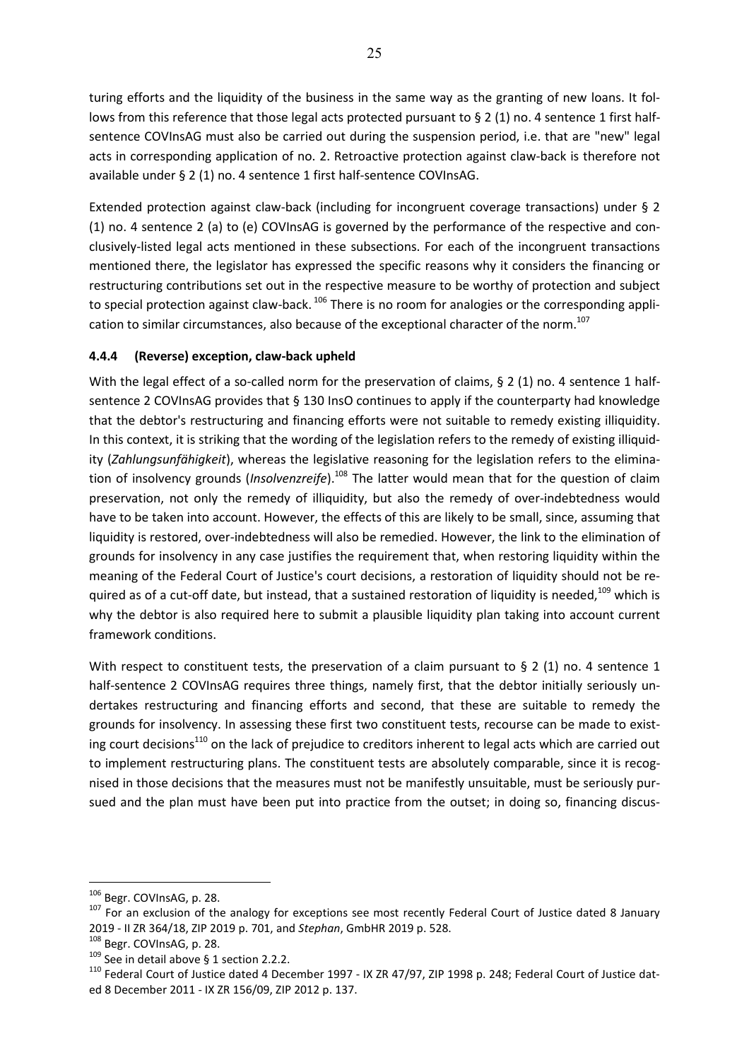turing efforts and the liquidity of the business in the same way as the granting of new loans. It follows from this reference that those legal acts protected pursuant to § 2 (1) no. 4 sentence 1 first half-sentence COVInsAG must also be carried out during the suspension period, i.e. that are "new" legal acts in corresponding application of no. 2. Retroactive protection against claw-back is therefore not available under § 2 (1) no. 4 sentence 1 first half-sentence COVInsAG.

Extended protection against claw-back (including for incongruent coverage transactions) under § 2 (1) no. 4 sentence 2 (a) to (e) COVInsAG is governed by the performance of the respective and conclusively-listed legal acts mentioned in these subsections. For each of the incongruent transactions mentioned there, the legislator has expressed the specific reasons why it considers the financing or restructuring contributions set out in the respective measure to be worthy of protection and subject to special protection against claw-back. [106] There is no room for analogies or the corresponding application to similar circumstances, also because of the exceptional character of the norm.[107]

### 4.4.4 (Reverse) exception, claw-back upheld

With the legal effect of a so-called norm for the preservation of claims, § 2 (1) no. 4 sentence 1 half-sentence 2 COVInsAG provides that § 130 InsO continues to apply if the counterparty had knowledge that the debtor's restructuring and financing efforts were not suitable to remedy existing illiquidity. In this context, it is striking that the wording of the legislation refers to the remedy of existing illiquidity (*Zahlungsunfähigkeit*), whereas the legislative reasoning for the legislation refers to the elimination of insolvency grounds (*Insolvenzreife*).[108] The latter would mean that for the question of claim preservation, not only the remedy of illiquidity, but also the remedy of over-indebtedness would have to be taken into account. However, the effects of this are likely to be small, since, assuming that liquidity is restored, over-indebtedness will also be remedied. However, the link to the elimination of grounds for insolvency in any case justifies the requirement that, when restoring liquidity within the meaning of the Federal Court of Justice's court decisions, a restoration of liquidity should not be required as of a cut-off date, but instead, that a sustained restoration of liquidity is needed,[109] which is why the debtor is also required here to submit a plausible liquidity plan taking into account current framework conditions.

With respect to constituent tests, the preservation of a claim pursuant to § 2 (1) no. 4 sentence 1 half-sentence 2 COVInsAG requires three things, namely first, that the debtor initially seriously undertakes restructuring and financing efforts and second, that these are suitable to remedy the grounds for insolvency. In assessing these first two constituent tests, recourse can be made to existing court decisions[110] on the lack of prejudice to creditors inherent to legal acts which are carried out to implement restructuring plans. The constituent tests are absolutely comparable, since it is recognised in those decisions that the measures must not be manifestly unsuitable, must be seriously pursued and the plan must have been put into practice from the outset; in doing so, financing discus-

---

[106] Begr. COVInsAG, p. 28.

[107] For an exclusion of the analogy for exceptions see most recently Federal Court of Justice dated 8 January 2019 - II ZR 364/18, ZIP 2019 p. 701, and *Stephan*, GmbHR 2019 p. 528.

[108] Begr. COVInsAG, p. 28.

[109] See in detail above § 1 section 2.2.2.

[110] Federal Court of Justice dated 4 December 1997 - IX ZR 47/97, ZIP 1998 p. 248; Federal Court of Justice dated 8 December 2011 - IX ZR 156/09, ZIP 2012 p. 137.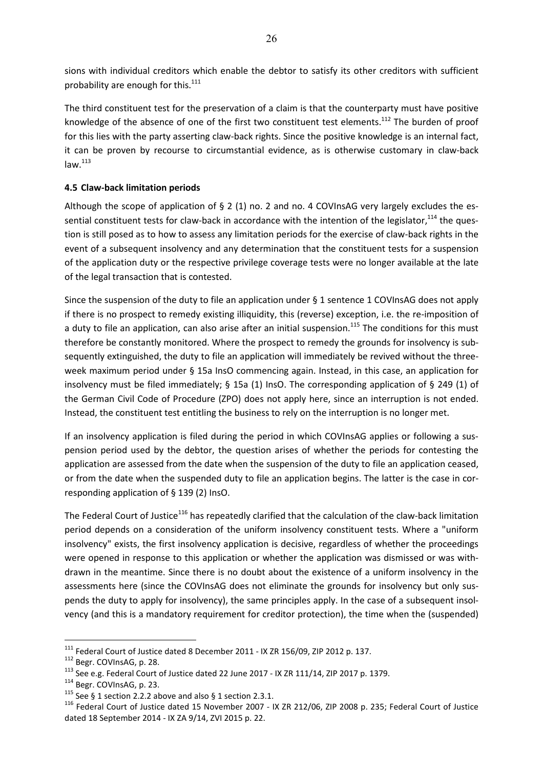sions with individual creditors which enable the debtor to satisfy its other creditors with sufficient probability are enough for this.[111]

The third constituent test for the preservation of a claim is that the counterparty must have positive knowledge of the absence of one of the first two constituent test elements.[112] The burden of proof for this lies with the party asserting claw-back rights. Since the positive knowledge is an internal fact, it can be proven by recourse to circumstantial evidence, as is otherwise customary in claw-back law.[113]

**4.5 Claw-back limitation periods**

Although the scope of application of § 2 (1) no. 2 and no. 4 COVInsAG very largely excludes the essential constituent tests for claw-back in accordance with the intention of the legislator,[114] the question is still posed as to how to assess any limitation periods for the exercise of claw-back rights in the event of a subsequent insolvency and any determination that the constituent tests for a suspension of the application duty or the respective privilege coverage tests were no longer available at the late of the legal transaction that is contested.

Since the suspension of the duty to file an application under § 1 sentence 1 COVInsAG does not apply if there is no prospect to remedy existing illiquidity, this (reverse) exception, i.e. the re-imposition of a duty to file an application, can also arise after an initial suspension.[115] The conditions for this must therefore be constantly monitored. Where the prospect to remedy the grounds for insolvency is subsequently extinguished, the duty to file an application will immediately be revived without the three-week maximum period under § 15a InsO commencing again. Instead, in this case, an application for insolvency must be filed immediately; § 15a (1) InsO. The corresponding application of § 249 (1) of the German Civil Code of Procedure (ZPO) does not apply here, since an interruption is not ended. Instead, the constituent test entitling the business to rely on the interruption is no longer met.

If an insolvency application is filed during the period in which COVInsAG applies or following a suspension period used by the debtor, the question arises of whether the periods for contesting the application are assessed from the date when the suspension of the duty to file an application ceased, or from the date when the suspended duty to file an application begins. The latter is the case in corresponding application of § 139 (2) InsO.

The Federal Court of Justice[116] has repeatedly clarified that the calculation of the claw-back limitation period depends on a consideration of the uniform insolvency constituent tests. Where a "uniform insolvency" exists, the first insolvency application is decisive, regardless of whether the proceedings were opened in response to this application or whether the application was dismissed or was withdrawn in the meantime. Since there is no doubt about the existence of a uniform insolvency in the assessments here (since the COVInsAG does not eliminate the grounds for insolvency but only suspends the duty to apply for insolvency), the same principles apply. In the case of a subsequent insolvency (and this is a mandatory requirement for creditor protection), the time when the (suspended)

[111] Federal Court of Justice dated 8 December 2011 - IX ZR 156/09, ZIP 2012 p. 137.

[112] Begr. COVInsAG, p. 28.

[113] See e.g. Federal Court of Justice dated 22 June 2017 - IX ZR 111/14, ZIP 2017 p. 1379.

[114] Begr. COVInsAG, p. 23.

[115] See § 1 section 2.2.2 above and also § 1 section 2.3.1.

[116] Federal Court of Justice dated 15 November 2007 - IX ZR 212/06, ZIP 2008 p. 235; Federal Court of Justice dated 18 September 2014 - IX ZA 9/14, ZVI 2015 p. 22.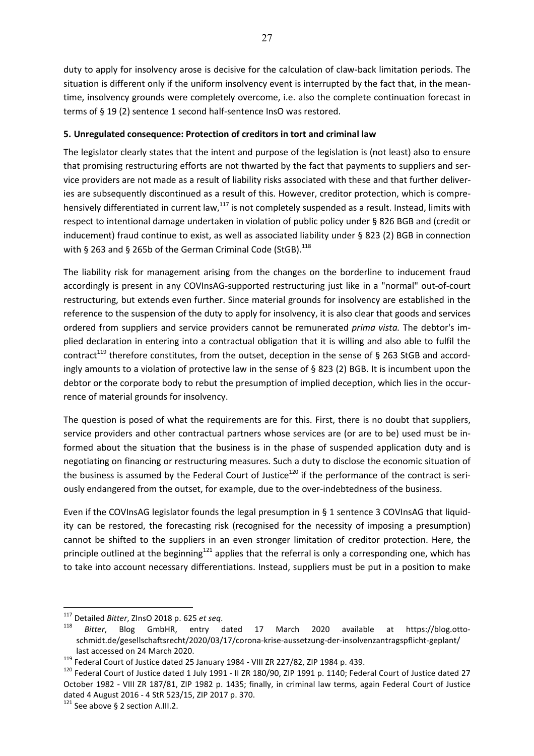duty to apply for insolvency arose is decisive for the calculation of claw-back limitation periods. The situation is different only if the uniform insolvency event is interrupted by the fact that, in the meantime, insolvency grounds were completely overcome, i.e. also the complete continuation forecast in terms of § 19 (2) sentence 1 second half-sentence InsO was restored.

### 5. Unregulated consequence: Protection of creditors in tort and criminal law

The legislator clearly states that the intent and purpose of the legislation is (not least) also to ensure that promising restructuring efforts are not thwarted by the fact that payments to suppliers and service providers are not made as a result of liability risks associated with these and that further deliveries are subsequently discontinued as a result of this. However, creditor protection, which is comprehensively differentiated in current law,[117] is not completely suspended as a result. Instead, limits with respect to intentional damage undertaken in violation of public policy under § 826 BGB and (credit or inducement) fraud continue to exist, as well as associated liability under § 823 (2) BGB in connection with § 263 and § 265b of the German Criminal Code (StGB).[118]

The liability risk for management arising from the changes on the borderline to inducement fraud accordingly is present in any COVInsAG-supported restructuring just like in a "normal" out-of-court restructuring, but extends even further. Since material grounds for insolvency are established in the reference to the suspension of the duty to apply for insolvency, it is also clear that goods and services ordered from suppliers and service providers cannot be remunerated *prima vista.* The debtor's implied declaration in entering into a contractual obligation that it is willing and also able to fulfil the contract[119] therefore constitutes, from the outset, deception in the sense of § 263 StGB and accordingly amounts to a violation of protective law in the sense of § 823 (2) BGB. It is incumbent upon the debtor or the corporate body to rebut the presumption of implied deception, which lies in the occurrence of material grounds for insolvency.

The question is posed of what the requirements are for this. First, there is no doubt that suppliers, service providers and other contractual partners whose services are (or are to be) used must be informed about the situation that the business is in the phase of suspended application duty and is negotiating on financing or restructuring measures. Such a duty to disclose the economic situation of the business is assumed by the Federal Court of Justice[120] if the performance of the contract is seriously endangered from the outset, for example, due to the over-indebtedness of the business.

Even if the COVInsAG legislator founds the legal presumption in § 1 sentence 3 COVInsAG that liquidity can be restored, the forecasting risk (recognised for the necessity of imposing a presumption) cannot be shifted to the suppliers in an even stronger limitation of creditor protection. Here, the principle outlined at the beginning[121] applies that the referral is only a corresponding one, which has to take into account necessary differentiations. Instead, suppliers must be put in a position to make

---

[117] Detailed *Bitter*, ZInsO 2018 p. 625 *et seq*.

[118] *Bitter*, Blog GmbHR, entry dated 17 March 2020 available at https://blog.otto-schmidt.de/gesellschaftsrecht/2020/03/17/corona-krise-aussetzung-der-insolvenzantragspflicht-geplant/ last accessed on 24 March 2020.

[119] Federal Court of Justice dated 25 January 1984 - VIII ZR 227/82, ZIP 1984 p. 439.

[120] Federal Court of Justice dated 1 July 1991 - II ZR 180/90, ZIP 1991 p. 1140; Federal Court of Justice dated 27 October 1982 - VIII ZR 187/81, ZIP 1982 p. 1435; finally, in criminal law terms, again Federal Court of Justice dated 4 August 2016 - 4 StR 523/15, ZIP 2017 p. 370.

[121] See above § 2 section A.III.2.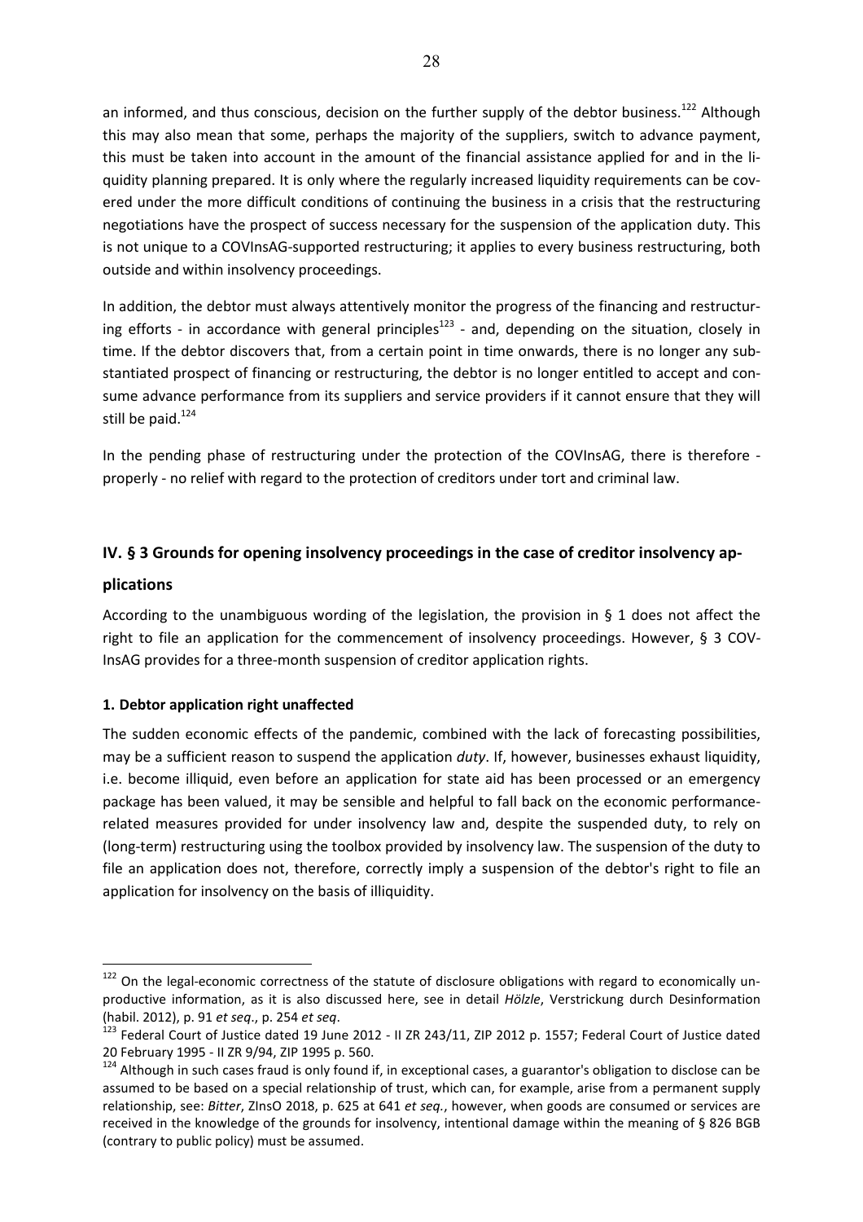an informed, and thus conscious, decision on the further supply of the debtor business.[122] Although this may also mean that some, perhaps the majority of the suppliers, switch to advance payment, this must be taken into account in the amount of the financial assistance applied for and in the liquidity planning prepared. It is only where the regularly increased liquidity requirements can be covered under the more difficult conditions of continuing the business in a crisis that the restructuring negotiations have the prospect of success necessary for the suspension of the application duty. This is not unique to a COVInsAG-supported restructuring; it applies to every business restructuring, both outside and within insolvency proceedings.

In addition, the debtor must always attentively monitor the progress of the financing and restructuring efforts - in accordance with general principles[123] - and, depending on the situation, closely in time. If the debtor discovers that, from a certain point in time onwards, there is no longer any substantiated prospect of financing or restructuring, the debtor is no longer entitled to accept and consume advance performance from its suppliers and service providers if it cannot ensure that they will still be paid.[124]

In the pending phase of restructuring under the protection of the COVInsAG, there is therefore - properly - no relief with regard to the protection of creditors under tort and criminal law.

## IV. § 3 Grounds for opening insolvency proceedings in the case of creditor insolvency applications

According to the unambiguous wording of the legislation, the provision in § 1 does not affect the right to file an application for the commencement of insolvency proceedings. However, § 3 COVInsAG provides for a three-month suspension of creditor application rights.

### 1. Debtor application right unaffected

The sudden economic effects of the pandemic, combined with the lack of forecasting possibilities, may be a sufficient reason to suspend the application *duty*. If, however, businesses exhaust liquidity, i.e. become illiquid, even before an application for state aid has been processed or an emergency package has been valued, it may be sensible and helpful to fall back on the economic performance-related measures provided for under insolvency law and, despite the suspended duty, to rely on (long-term) restructuring using the toolbox provided by insolvency law. The suspension of the duty to file an application does not, therefore, correctly imply a suspension of the debtor's right to file an application for insolvency on the basis of illiquidity.

---

[122] On the legal-economic correctness of the statute of disclosure obligations with regard to economically unproductive information, as it is also discussed here, see in detail *Hölzle*, Verstrickung durch Desinformation (habil. 2012), p. 91 *et seq*., p. 254 *et seq*.

[123] Federal Court of Justice dated 19 June 2012 - II ZR 243/11, ZIP 2012 p. 1557; Federal Court of Justice dated 20 February 1995 - II ZR 9/94, ZIP 1995 p. 560.

[124] Although in such cases fraud is only found if, in exceptional cases, a guarantor's obligation to disclose can be assumed to be based on a special relationship of trust, which can, for example, arise from a permanent supply relationship, see: *Bitter*, ZInsO 2018, p. 625 at 641 *et seq.*, however, when goods are consumed or services are received in the knowledge of the grounds for insolvency, intentional damage within the meaning of § 826 BGB (contrary to public policy) must be assumed.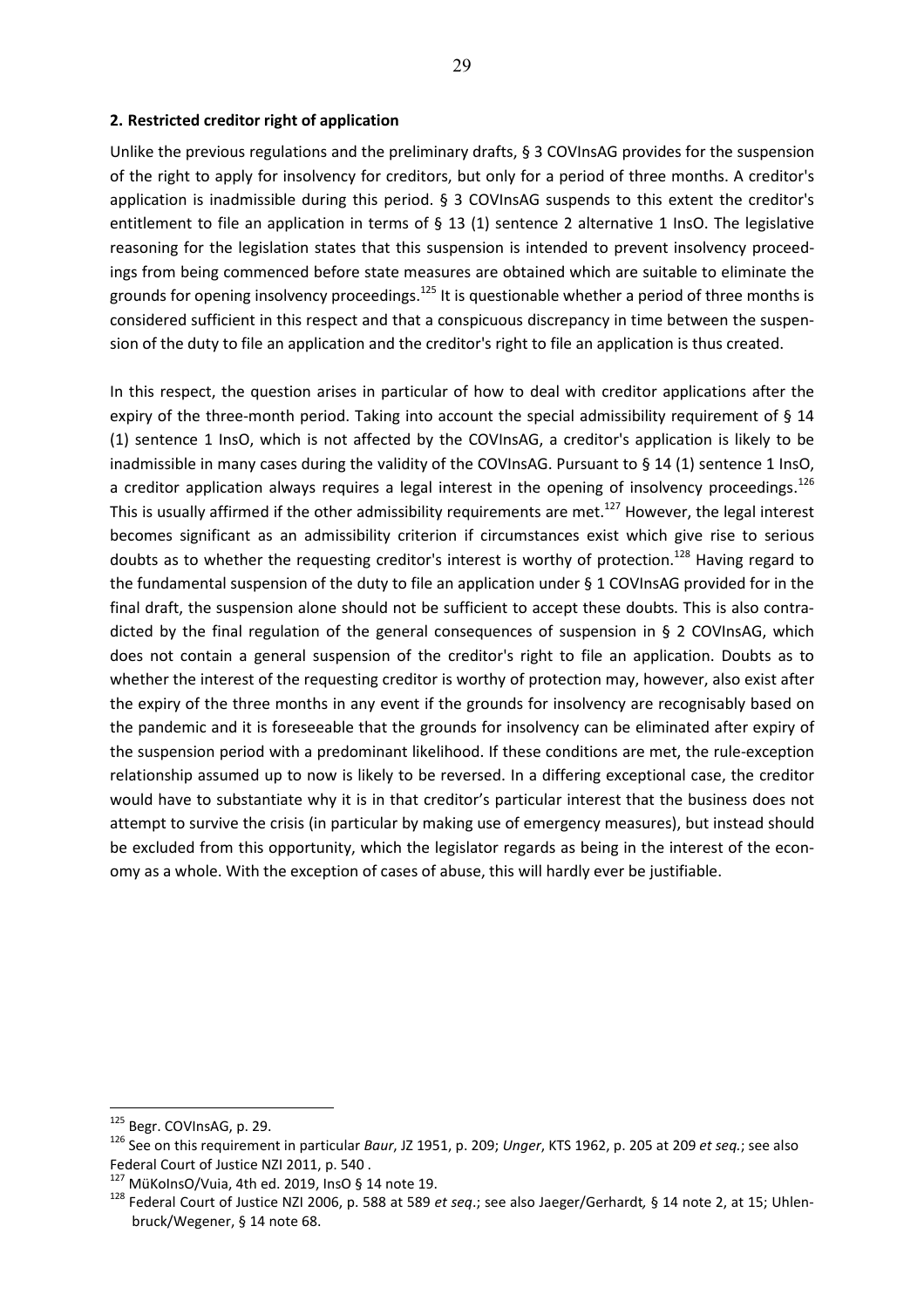**2. Restricted creditor right of application**

Unlike the previous regulations and the preliminary drafts, § 3 COVInsAG provides for the suspension of the right to apply for insolvency for creditors, but only for a period of three months. A creditor's application is inadmissible during this period. § 3 COVInsAG suspends to this extent the creditor's entitlement to file an application in terms of § 13 (1) sentence 2 alternative 1 InsO. The legislative reasoning for the legislation states that this suspension is intended to prevent insolvency proceedings from being commenced before state measures are obtained which are suitable to eliminate the grounds for opening insolvency proceedings.[125] It is questionable whether a period of three months is considered sufficient in this respect and that a conspicuous discrepancy in time between the suspension of the duty to file an application and the creditor's right to file an application is thus created.

In this respect, the question arises in particular of how to deal with creditor applications after the expiry of the three-month period. Taking into account the special admissibility requirement of § 14 (1) sentence 1 InsO, which is not affected by the COVInsAG, a creditor's application is likely to be inadmissible in many cases during the validity of the COVInsAG. Pursuant to § 14 (1) sentence 1 InsO, a creditor application always requires a legal interest in the opening of insolvency proceedings.[126] This is usually affirmed if the other admissibility requirements are met.[127] However, the legal interest becomes significant as an admissibility criterion if circumstances exist which give rise to serious doubts as to whether the requesting creditor's interest is worthy of protection.[128] Having regard to the fundamental suspension of the duty to file an application under § 1 COVInsAG provided for in the final draft, the suspension alone should not be sufficient to accept these doubts. This is also contradicted by the final regulation of the general consequences of suspension in § 2 COVInsAG, which does not contain a general suspension of the creditor's right to file an application. Doubts as to whether the interest of the requesting creditor is worthy of protection may, however, also exist after the expiry of the three months in any event if the grounds for insolvency are recognisably based on the pandemic and it is foreseeable that the grounds for insolvency can be eliminated after expiry of the suspension period with a predominant likelihood. If these conditions are met, the rule-exception relationship assumed up to now is likely to be reversed. In a differing exceptional case, the creditor would have to substantiate why it is in that creditor's particular interest that the business does not attempt to survive the crisis (in particular by making use of emergency measures), but instead should be excluded from this opportunity, which the legislator regards as being in the interest of the economy as a whole. With the exception of cases of abuse, this will hardly ever be justifiable.

---

[125] Begr. COVInsAG, p. 29.

[126] See on this requirement in particular *Baur*, JZ 1951, p. 209; *Unger*, KTS 1962, p. 205 at 209 *et seq.*; see also Federal Court of Justice NZI 2011, p. 540 .

[127] MüKoInsO/Vuia, 4th ed. 2019, InsO § 14 note 19.

[128] Federal Court of Justice NZI 2006, p. 588 at 589 *et seq*.; see also Jaeger/Gerhardt*,* § 14 note 2, at 15; Uhlenbruck/Wegener, § 14 note 68.